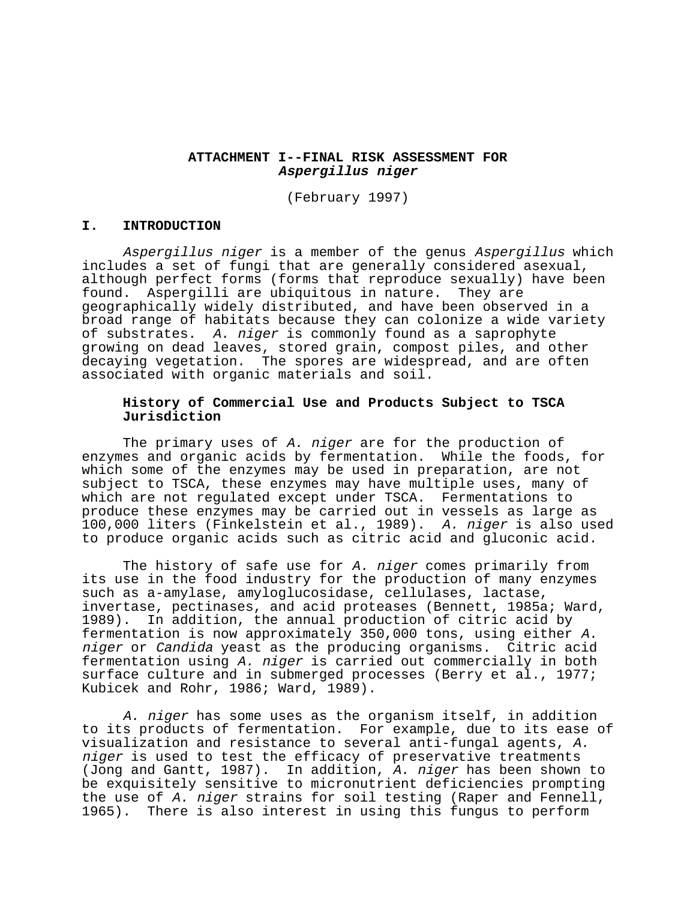# ATTACHMENT I--FINAL RISK ASSESSMENT FOR *Aspergillus niger*

(February 1997)

## I. INTRODUCTION

*Aspergillus niger* is a member of the genus *Aspergillus* which includes a set of fungi that are generally considered asexual, although perfect forms (forms that reproduce sexually) have been found. Aspergilli are ubiquitous in nature. They are geographically widely distributed, and have been observed in a broad range of habitats because they can colonize a wide variety of substrates. *A. niger* is commonly found as a saprophyte growing on dead leaves, stored grain, compost piles, and other decaying vegetation. The spores are widespread, and are often associated with organic materials and soil.

### History of Commercial Use and Products Subject to TSCA Jurisdiction

The primary uses of *A. niger* are for the production of enzymes and organic acids by fermentation. While the foods, for which some of the enzymes may be used in preparation, are not subject to TSCA, these enzymes may have multiple uses, many of which are not regulated except under TSCA. Fermentations to produce these enzymes may be carried out in vessels as large as 100,000 liters (Finkelstein et al., 1989). *A. niger* is also used to produce organic acids such as citric acid and gluconic acid.

The history of safe use for *A. niger* comes primarily from its use in the food industry for the production of many enzymes such as a-amylase, amyloglucosidase, cellulases, lactase, invertase, pectinases, and acid proteases (Bennett, 1985a; Ward, 1989). In addition, the annual production of citric acid by fermentation is now approximately 350,000 tons, using either *A. niger* or *Candida* yeast as the producing organisms. Citric acid fermentation using *A. niger* is carried out commercially in both surface culture and in submerged processes (Berry et al., 1977; Kubicek and Rohr, 1986; Ward, 1989).

*A. niger* has some uses as the organism itself, in addition to its products of fermentation. For example, due to its ease of visualization and resistance to several anti-fungal agents, *A. niger* is used to test the efficacy of preservative treatments (Jong and Gantt, 1987). In addition, *A. niger* has been shown to be exquisitely sensitive to micronutrient deficiencies prompting the use of *A. niger* strains for soil testing (Raper and Fennell, 1965). There is also interest in using this fungus to perform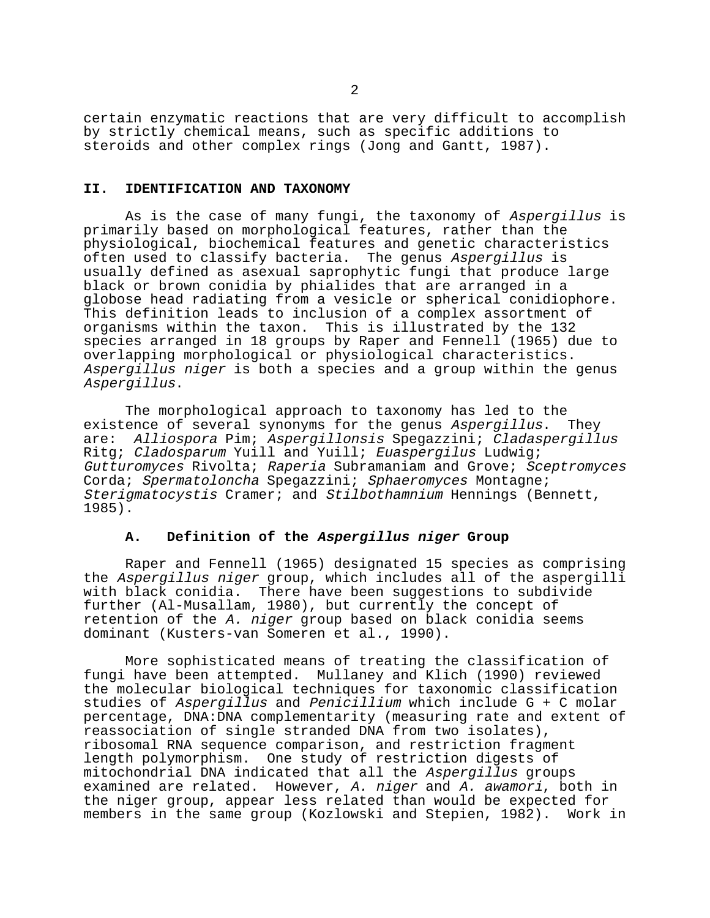certain enzymatic reactions that are very difficult to accomplish by strictly chemical means, such as specific additions to steroids and other complex rings (Jong and Gantt, 1987).

## II. IDENTIFICATION AND TAXONOMY

As is the case of many fungi, the taxonomy of *Aspergillus* is primarily based on morphological features, rather than the physiological, biochemical features and genetic characteristics often used to classify bacteria. The genus *Aspergillus* is usually defined as asexual saprophytic fungi that produce large black or brown conidia by phialides that are arranged in a globose head radiating from a vesicle or spherical conidiophore. This definition leads to inclusion of a complex assortment of organisms within the taxon. This is illustrated by the 132 species arranged in 18 groups by Raper and Fennell (1965) due to overlapping morphological or physiological characteristics. *Aspergillus niger* is both a species and a group within the genus *Aspergillus*.

The morphological approach to taxonomy has led to the existence of several synonyms for the genus *Aspergillus*. They are: *Alliospora* Pim; *Aspergillonsis* Spegazzini; *Cladaspergillus* Ritg; *Cladosparum* Yuill and Yuill; *Euaspergilus* Ludwig; *Gutturomyces* Rivolta; *Raperia* Subramaniam and Grove; *Sceptromyces* Corda; *Spermatoloncha* Spegazzini; *Sphaeromyces* Montagne; *Sterigmatocystis* Cramer; and *Stilbothamnium* Hennings (Bennett, 1985).

### A. Definition of the *Aspergillus niger* Group

Raper and Fennell (1965) designated 15 species as comprising the *Aspergillus niger* group, which includes all of the aspergilli with black conidia. There have been suggestions to subdivide further (Al-Musallam, 1980), but currently the concept of retention of the *A. niger* group based on black conidia seems dominant (Kusters-van Someren et al., 1990).

More sophisticated means of treating the classification of fungi have been attempted. Mullaney and Klich (1990) reviewed the molecular biological techniques for taxonomic classification studies of *Aspergillus* and *Penicillium* which include G + C molar percentage, DNA:DNA complementarity (measuring rate and extent of reassociation of single stranded DNA from two isolates), ribosomal RNA sequence comparison, and restriction fragment length polymorphism. One study of restriction digests of mitochondrial DNA indicated that all the *Aspergillus* groups examined are related. However, *A. niger* and *A. awamori*, both in the niger group, appear less related than would be expected for members in the same group (Kozlowski and Stepien, 1982). Work in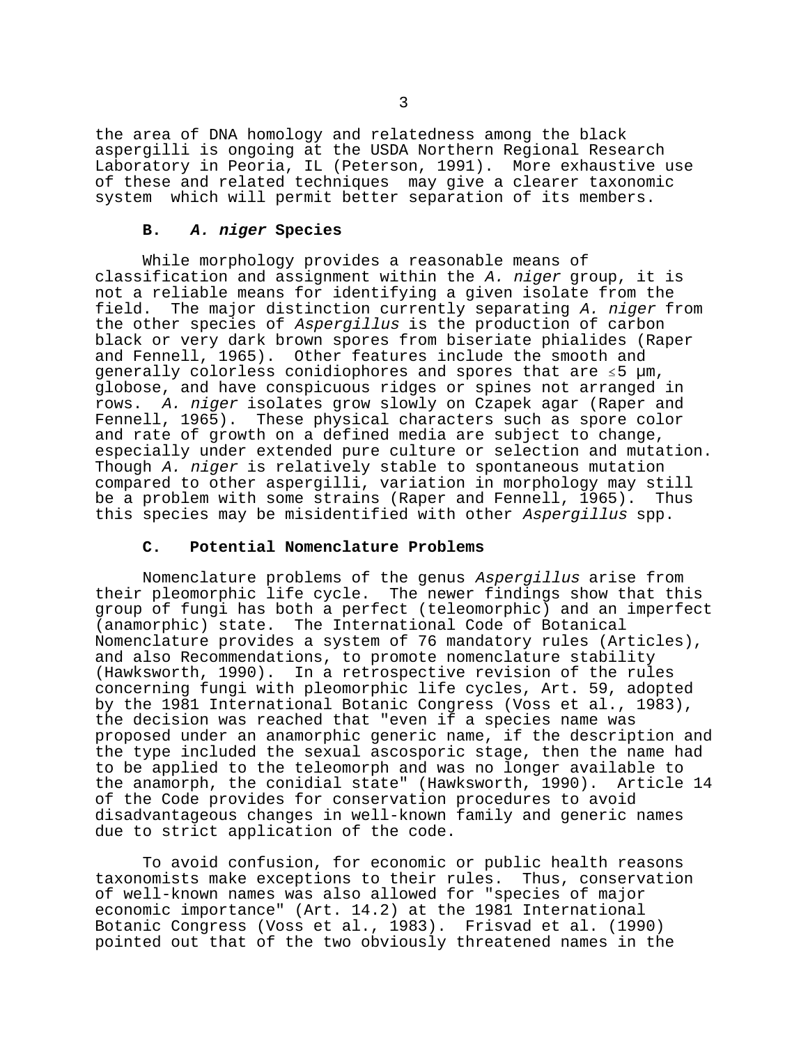the area of DNA homology and relatedness among the black aspergilli is ongoing at the USDA Northern Regional Research Laboratory in Peoria, IL (Peterson, 1991). More exhaustive use of these and related techniques may give a clearer taxonomic system which will permit better separation of its members.

### B. *A. niger* Species

While morphology provides a reasonable means of classification and assignment within the *A. niger* group, it is not a reliable means for identifying a given isolate from the field. The major distinction currently separating *A. niger* from the other species of *Aspergillus* is the production of carbon black or very dark brown spores from biseriate phialides (Raper and Fennell, 1965). Other features include the smooth and generally colorless conidiophores and spores that are $\leq$5 µm, globose, and have conspicuous ridges or spines not arranged in rows. *A. niger* isolates grow slowly on Czapek agar (Raper and Fennell, 1965). These physical characters such as spore color and rate of growth on a defined media are subject to change, especially under extended pure culture or selection and mutation. Though *A. niger* is relatively stable to spontaneous mutation compared to other aspergilli, variation in morphology may still be a problem with some strains (Raper and Fennell, 1965). Thus this species may be misidentified with other *Aspergillus* spp.

### C. Potential Nomenclature Problems

Nomenclature problems of the genus *Aspergillus* arise from their pleomorphic life cycle. The newer findings show that this group of fungi has both a perfect (teleomorphic) and an imperfect (anamorphic) state. The International Code of Botanical Nomenclature provides a system of 76 mandatory rules (Articles), and also Recommendations, to promote nomenclature stability (Hawksworth, 1990). In a retrospective revision of the rules concerning fungi with pleomorphic life cycles, Art. 59, adopted by the 1981 International Botanic Congress (Voss et al., 1983), the decision was reached that "even if a species name was proposed under an anamorphic generic name, if the description and the type included the sexual ascosporic stage, then the name had to be applied to the teleomorph and was no longer available to the anamorph, the conidial state" (Hawksworth, 1990). Article 14 of the Code provides for conservation procedures to avoid disadvantageous changes in well-known family and generic names due to strict application of the code.

To avoid confusion, for economic or public health reasons taxonomists make exceptions to their rules. Thus, conservation of well-known names was also allowed for "species of major economic importance" (Art. 14.2) at the 1981 International Botanic Congress (Voss et al., 1983). Frisvad et al. (1990) pointed out that of the two obviously threatened names in the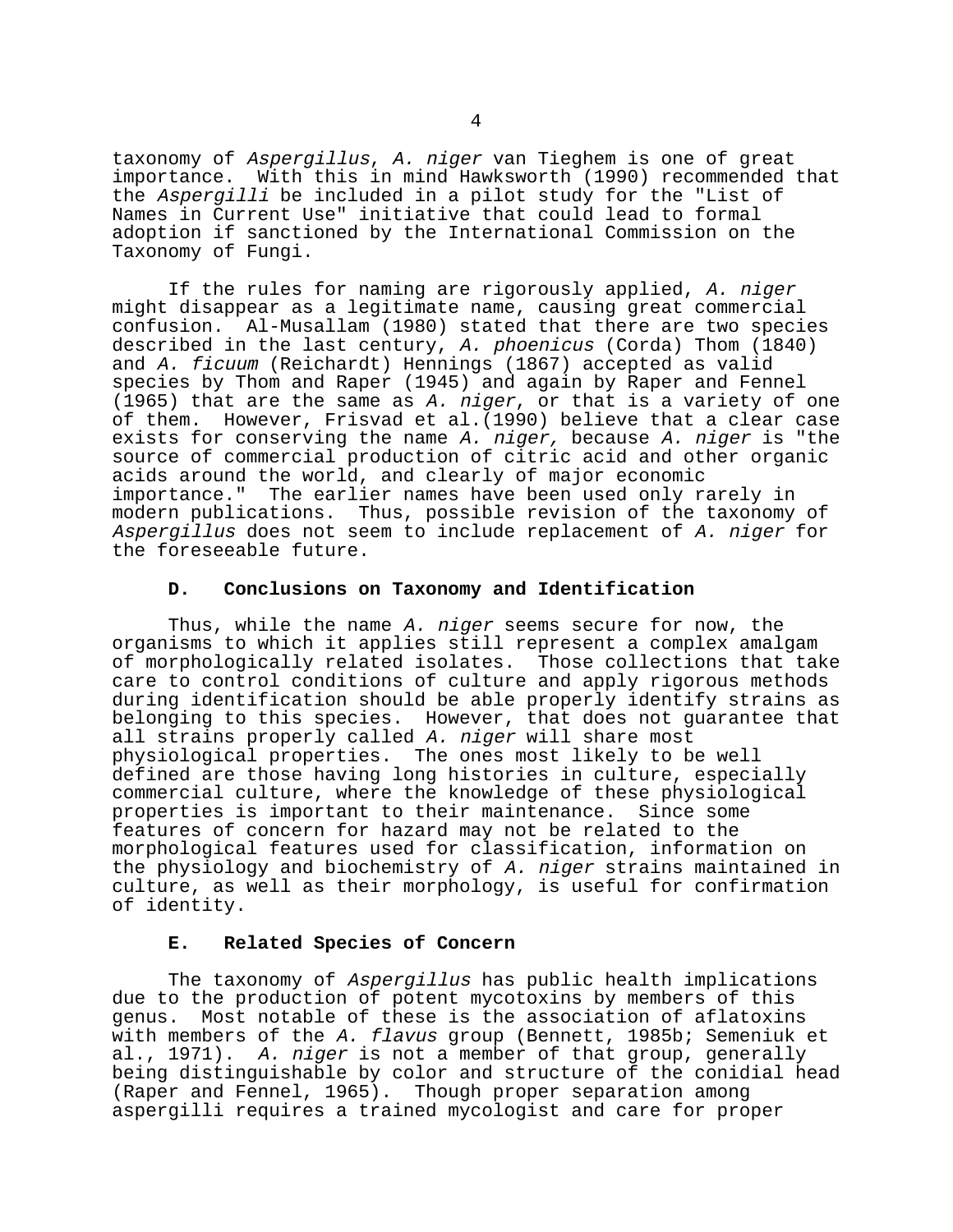taxonomy of *Aspergillus*, *A. niger* van Tieghem is one of great importance. With this in mind Hawksworth (1990) recommended that the *Aspergilli* be included in a pilot study for the "List of Names in Current Use" initiative that could lead to formal adoption if sanctioned by the International Commission on the Taxonomy of Fungi.

If the rules for naming are rigorously applied, *A. niger* might disappear as a legitimate name, causing great commercial confusion. Al-Musallam (1980) stated that there are two species described in the last century, *A. phoenicus* (Corda) Thom (1840) and *A. ficuum* (Reichardt) Hennings (1867) accepted as valid species by Thom and Raper (1945) and again by Raper and Fennel (1965) that are the same as *A. niger*, or that is a variety of one of them. However, Frisvad et al.(1990) believe that a clear case exists for conserving the name *A. niger,* because *A. niger* is "the source of commercial production of citric acid and other organic acids around the world, and clearly of major economic importance." The earlier names have been used only rarely in modern publications. Thus, possible revision of the taxonomy of *Aspergillus* does not seem to include replacement of *A. niger* for the foreseeable future.

### D. Conclusions on Taxonomy and Identification

Thus, while the name *A. niger* seems secure for now, the organisms to which it applies still represent a complex amalgam of morphologically related isolates. Those collections that take care to control conditions of culture and apply rigorous methods during identification should be able properly identify strains as belonging to this species. However, that does not guarantee that all strains properly called *A. niger* will share most physiological properties. The ones most likely to be well defined are those having long histories in culture, especially commercial culture, where the knowledge of these physiological properties is important to their maintenance. Since some features of concern for hazard may not be related to the morphological features used for classification, information on the physiology and biochemistry of *A. niger* strains maintained in culture, as well as their morphology, is useful for confirmation of identity.

### E. Related Species of Concern

The taxonomy of *Aspergillus* has public health implications due to the production of potent mycotoxins by members of this genus. Most notable of these is the association of aflatoxins with members of the *A. flavus* group (Bennett, 1985b; Semeniuk et al., 1971). *A. niger* is not a member of that group, generally being distinguishable by color and structure of the conidial head (Raper and Fennel, 1965). Though proper separation among aspergilli requires a trained mycologist and care for proper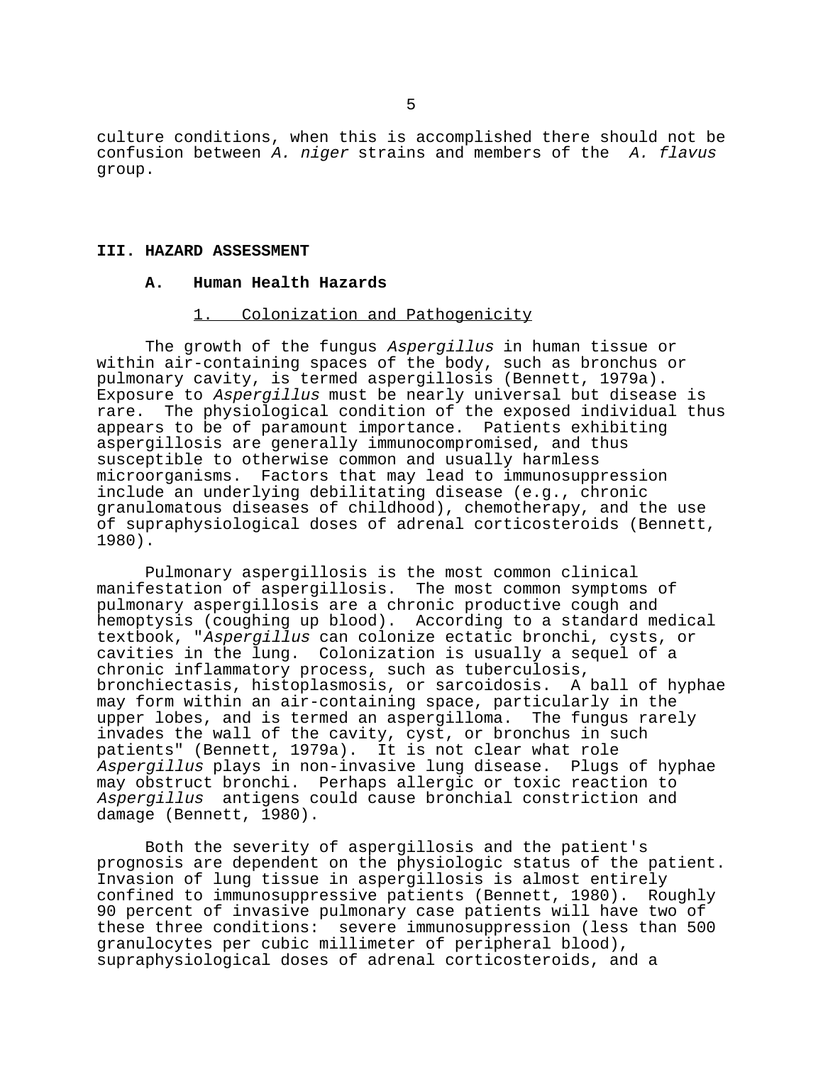culture conditions, when this is accomplished there should not be confusion between *A. niger* strains and members of the *A. flavus* group.

## III. HAZARD ASSESSMENT

### A. Human Health Hazards

#### 1. Colonization and Pathogenicity

The growth of the fungus *Aspergillus* in human tissue or within air-containing spaces of the body, such as bronchus or pulmonary cavity, is termed aspergillosis (Bennett, 1979a). Exposure to *Aspergillus* must be nearly universal but disease is rare. The physiological condition of the exposed individual thus appears to be of paramount importance. Patients exhibiting aspergillosis are generally immunocompromised, and thus susceptible to otherwise common and usually harmless microorganisms. Factors that may lead to immunosuppression include an underlying debilitating disease (e.g., chronic granulomatous diseases of childhood), chemotherapy, and the use of supraphysiological doses of adrenal corticosteroids (Bennett, 1980).

Pulmonary aspergillosis is the most common clinical manifestation of aspergillosis. The most common symptoms of pulmonary aspergillosis are a chronic productive cough and hemoptysis (coughing up blood). According to a standard medical textbook, "*Aspergillus* can colonize ectatic bronchi, cysts, or cavities in the lung. Colonization is usually a sequel of a chronic inflammatory process, such as tuberculosis, bronchiectasis, histoplasmosis, or sarcoidosis. A ball of hyphae may form within an air-containing space, particularly in the upper lobes, and is termed an aspergilloma. The fungus rarely invades the wall of the cavity, cyst, or bronchus in such patients" (Bennett, 1979a). It is not clear what role *Aspergillus* plays in non-invasive lung disease. Plugs of hyphae may obstruct bronchi. Perhaps allergic or toxic reaction to *Aspergillus* antigens could cause bronchial constriction and damage (Bennett, 1980).

Both the severity of aspergillosis and the patient's prognosis are dependent on the physiologic status of the patient. Invasion of lung tissue in aspergillosis is almost entirely confined to immunosuppressive patients (Bennett, 1980). Roughly 90 percent of invasive pulmonary case patients will have two of these three conditions: severe immunosuppression (less than 500 granulocytes per cubic millimeter of peripheral blood), supraphysiological doses of adrenal corticosteroids, and a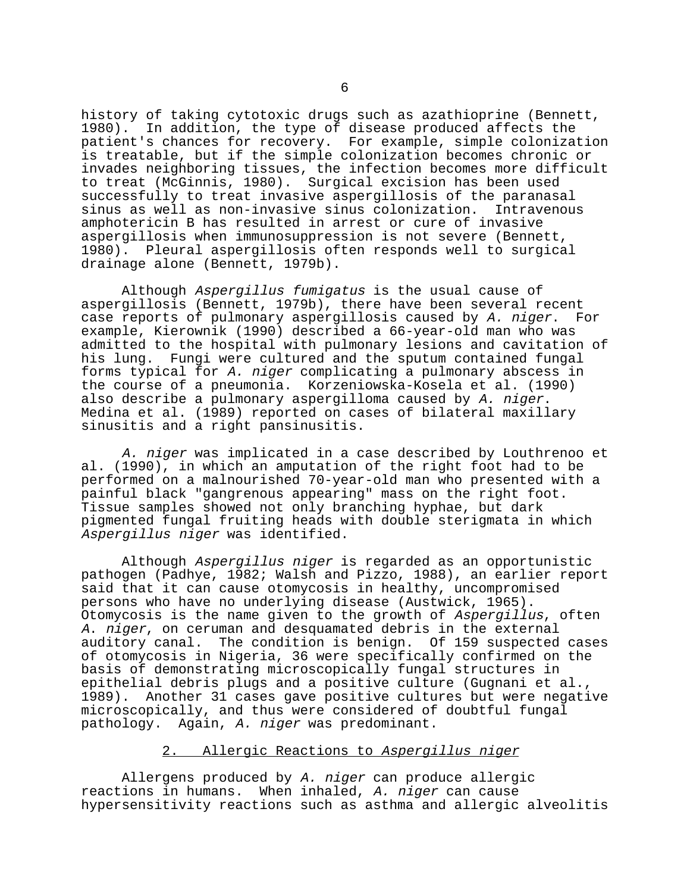history of taking cytotoxic drugs such as azathioprine (Bennett, 1980). In addition, the type of disease produced affects the patient's chances for recovery. For example, simple colonization is treatable, but if the simple colonization becomes chronic or invades neighboring tissues, the infection becomes more difficult to treat (McGinnis, 1980). Surgical excision has been used successfully to treat invasive aspergillosis of the paranasal sinus as well as non-invasive sinus colonization. Intravenous amphotericin B has resulted in arrest or cure of invasive aspergillosis when immunosuppression is not severe (Bennett, 1980). Pleural aspergillosis often responds well to surgical drainage alone (Bennett, 1979b).

Although *Aspergillus fumigatus* is the usual cause of aspergillosis (Bennett, 1979b), there have been several recent case reports of pulmonary aspergillosis caused by *A. niger*. For example, Kierownik (1990) described a 66-year-old man who was admitted to the hospital with pulmonary lesions and cavitation of his lung. Fungi were cultured and the sputum contained fungal forms typical for *A. niger* complicating a pulmonary abscess in the course of a pneumonia. Korzeniowska-Kosela et al. (1990) also describe a pulmonary aspergilloma caused by *A. niger*. Medina et al. (1989) reported on cases of bilateral maxillary sinusitis and a right pansinusitis.

*A. niger* was implicated in a case described by Louthrenoo et al. (1990), in which an amputation of the right foot had to be performed on a malnourished 70-year-old man who presented with a painful black "gangrenous appearing" mass on the right foot. Tissue samples showed not only branching hyphae, but dark pigmented fungal fruiting heads with double sterigmata in which *Aspergillus niger* was identified.

Although *Aspergillus niger* is regarded as an opportunistic pathogen (Padhye, 1982; Walsh and Pizzo, 1988), an earlier report said that it can cause otomycosis in healthy, uncompromised persons who have no underlying disease (Austwick, 1965). Otomycosis is the name given to the growth of *Aspergillus*, often *A. niger*, on ceruman and desquamated debris in the external auditory canal. The condition is benign. Of 159 suspected cases of otomycosis in Nigeria, 36 were specifically confirmed on the basis of demonstrating microscopically fungal structures in epithelial debris plugs and a positive culture (Gugnani et al., 1989). Another 31 cases gave positive cultures but were negative microscopically, and thus were considered of doubtful fungal pathology. Again, *A. niger* was predominant.

### 2. Allergic Reactions to *Aspergillus niger*

Allergens produced by *A. niger* can produce allergic reactions in humans. When inhaled, *A. niger* can cause hypersensitivity reactions such as asthma and allergic alveolitis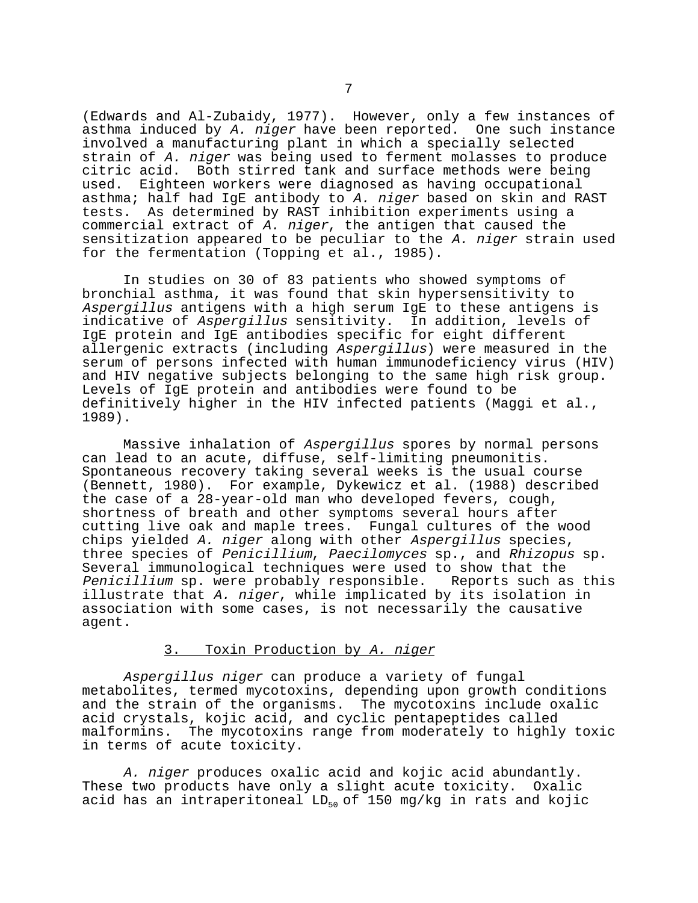(Edwards and Al-Zubaidy, 1977). However, only a few instances of asthma induced by *A. niger* have been reported. One such instance involved a manufacturing plant in which a specially selected strain of *A. niger* was being used to ferment molasses to produce citric acid. Both stirred tank and surface methods were being used. Eighteen workers were diagnosed as having occupational asthma; half had IgE antibody to *A. niger* based on skin and RAST tests. As determined by RAST inhibition experiments using a commercial extract of *A. niger*, the antigen that caused the sensitization appeared to be peculiar to the *A. niger* strain used for the fermentation (Topping et al., 1985).

In studies on 30 of 83 patients who showed symptoms of bronchial asthma, it was found that skin hypersensitivity to *Aspergillus* antigens with a high serum IgE to these antigens is indicative of *Aspergillus* sensitivity. In addition, levels of IgE protein and IgE antibodies specific for eight different allergenic extracts (including *Aspergillus*) were measured in the serum of persons infected with human immunodeficiency virus (HIV) and HIV negative subjects belonging to the same high risk group. Levels of IgE protein and antibodies were found to be definitively higher in the HIV infected patients (Maggi et al., 1989).

Massive inhalation of *Aspergillus* spores by normal persons can lead to an acute, diffuse, self-limiting pneumonitis. Spontaneous recovery taking several weeks is the usual course (Bennett, 1980). For example, Dykewicz et al. (1988) described the case of a 28-year-old man who developed fevers, cough, shortness of breath and other symptoms several hours after cutting live oak and maple trees. Fungal cultures of the wood chips yielded *A. niger* along with other *Aspergillus* species, three species of *Penicillium*, *Paecilomyces* sp., and *Rhizopus* sp. Several immunological techniques were used to show that the *Penicillium* sp. were probably responsible. Reports such as this illustrate that *A. niger*, while implicated by its isolation in association with some cases, is not necessarily the causative agent.

### 3. Toxin Production by *A. niger*

*Aspergillus niger* can produce a variety of fungal metabolites, termed mycotoxins, depending upon growth conditions and the strain of the organisms. The mycotoxins include oxalic acid crystals, kojic acid, and cyclic pentapeptides called malformins. The mycotoxins range from moderately to highly toxic in terms of acute toxicity.

*A. niger* produces oxalic acid and kojic acid abundantly. These two products have only a slight acute toxicity. Oxalic acid has an intraperitoneal $LD_{50}$ of 150 mg/kg in rats and kojic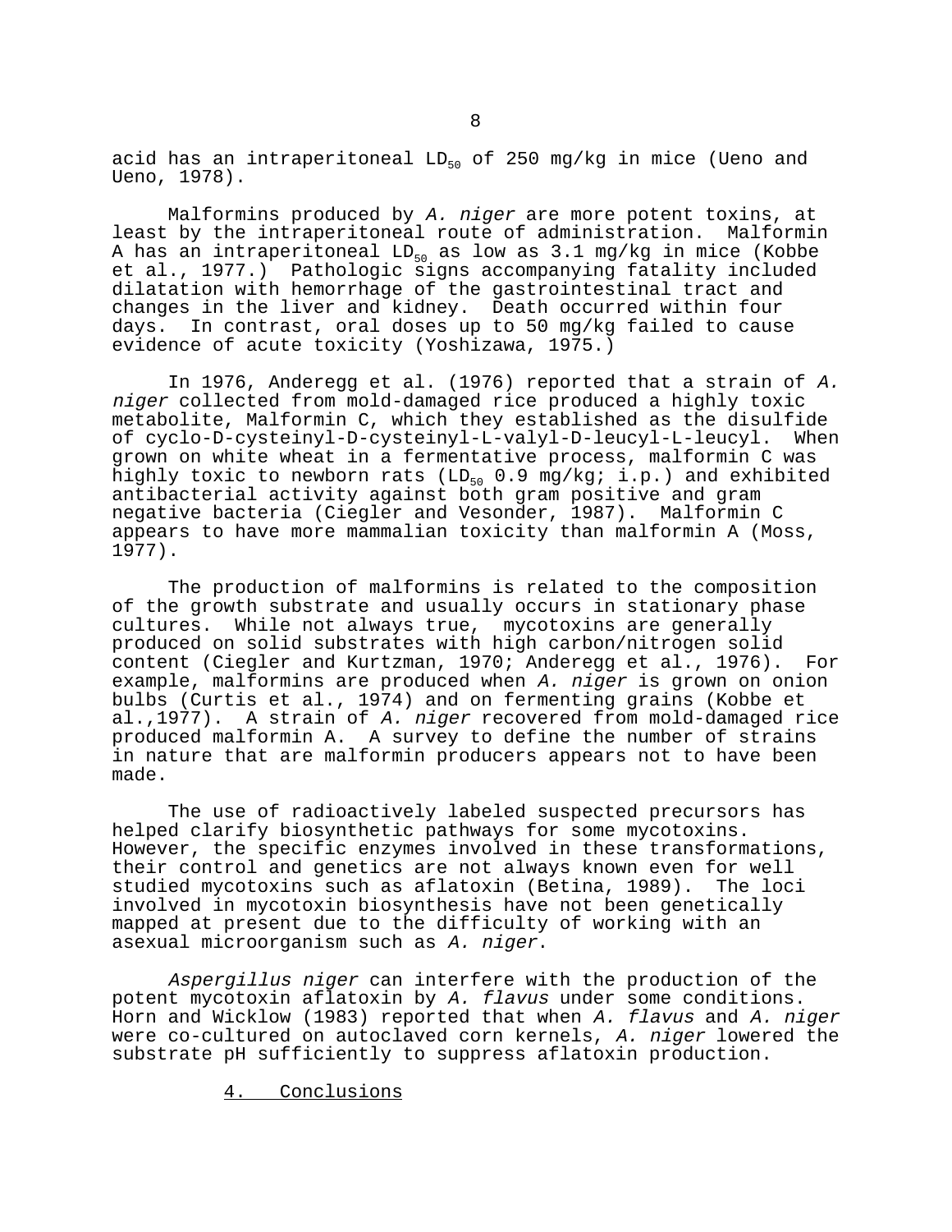acid has an intraperitoneal $LD_{50}$ of 250 mg/kg in mice (Ueno and Ueno, 1978).

Malformins produced by *A. niger* are more potent toxins, at least by the intraperitoneal route of administration. Malformin A has an intraperitoneal $LD_{50}$ as low as 3.1 mg/kg in mice (Kobbe et al., 1977.) Pathologic signs accompanying fatality included dilatation with hemorrhage of the gastrointestinal tract and changes in the liver and kidney. Death occurred within four days. In contrast, oral doses up to 50 mg/kg failed to cause evidence of acute toxicity (Yoshizawa, 1975.)

In 1976, Anderegg et al. (1976) reported that a strain of *A. niger* collected from mold-damaged rice produced a highly toxic metabolite, Malformin C, which they established as the disulfide of cyclo-D-cysteinyl-D-cysteinyl-L-valyl-D-leucyl-L-leucyl. When grown on white wheat in a fermentative process, malformin C was highly toxic to newborn rats ($LD_{50}$ 0.9 mg/kg; i.p.) and exhibited antibacterial activity against both gram positive and gram negative bacteria (Ciegler and Vesonder, 1987). Malformin C appears to have more mammalian toxicity than malformin A (Moss, 1977).

The production of malformins is related to the composition of the growth substrate and usually occurs in stationary phase cultures. While not always true, mycotoxins are generally produced on solid substrates with high carbon/nitrogen solid content (Ciegler and Kurtzman, 1970; Anderegg et al., 1976). For example, malformins are produced when *A. niger* is grown on onion bulbs (Curtis et al., 1974) and on fermenting grains (Kobbe et al.,1977). A strain of *A. niger* recovered from mold-damaged rice produced malformin A. A survey to define the number of strains in nature that are malformin producers appears not to have been made.

The use of radioactively labeled suspected precursors has helped clarify biosynthetic pathways for some mycotoxins. However, the specific enzymes involved in these transformations, their control and genetics are not always known even for well studied mycotoxins such as aflatoxin (Betina, 1989). The loci involved in mycotoxin biosynthesis have not been genetically mapped at present due to the difficulty of working with an asexual microorganism such as *A. niger*.

*Aspergillus niger* can interfere with the production of the potent mycotoxin aflatoxin by *A. flavus* under some conditions. Horn and Wicklow (1983) reported that when *A. flavus* and *A. niger* were co-cultured on autoclaved corn kernels, *A. niger* lowered the substrate pH sufficiently to suppress aflatoxin production.

## 4. Conclusions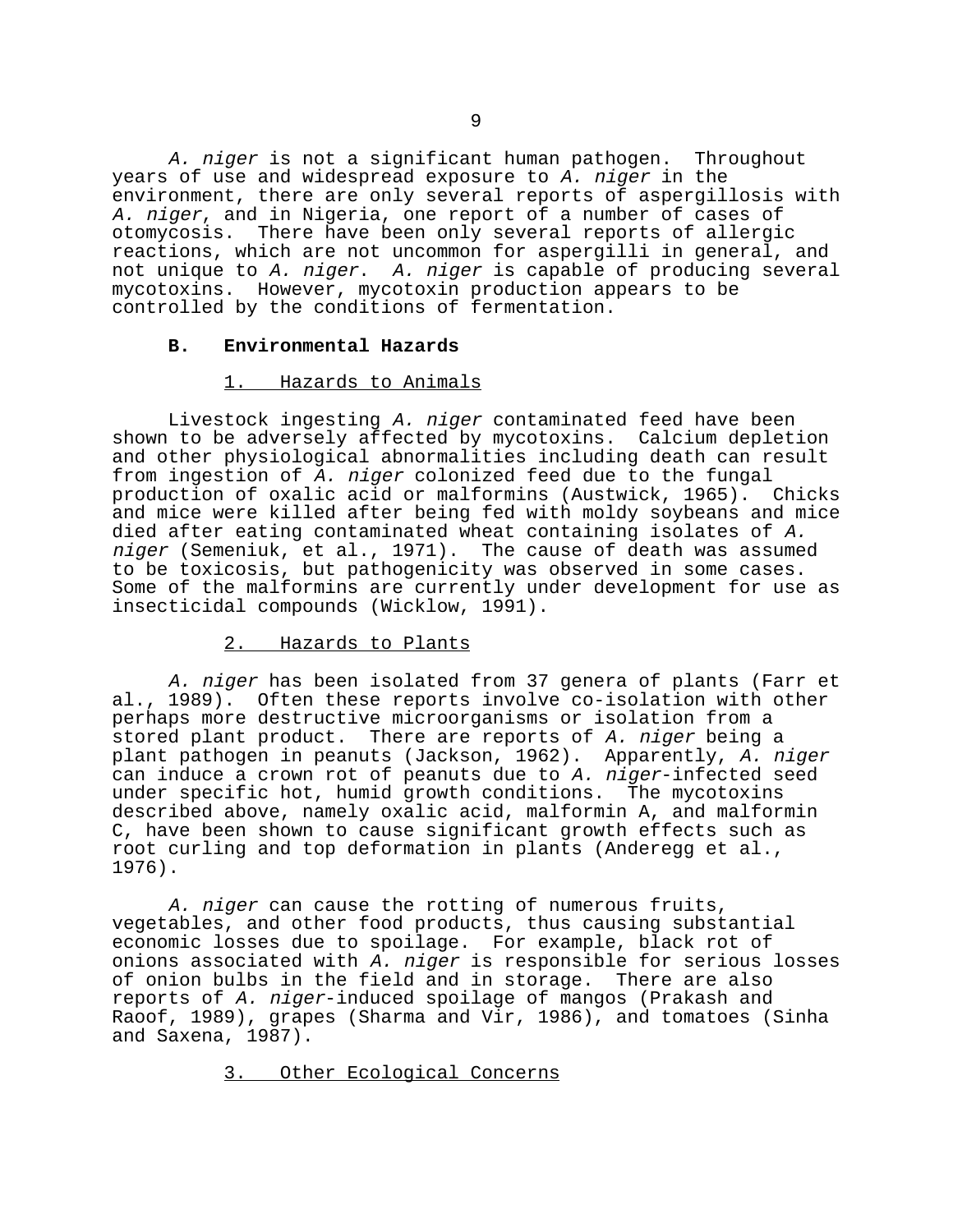*A. niger* is not a significant human pathogen. Throughout years of use and widespread exposure to *A. niger* in the environment, there are only several reports of aspergillosis with *A. niger*, and in Nigeria, one report of a number of cases of otomycosis. There have been only several reports of allergic reactions, which are not uncommon for aspergilli in general, and not unique to *A. niger*. *A. niger* is capable of producing several mycotoxins. However, mycotoxin production appears to be controlled by the conditions of fermentation.

### B. Environmental Hazards

#### 1. Hazards to Animals

Livestock ingesting *A. niger* contaminated feed have been shown to be adversely affected by mycotoxins. Calcium depletion and other physiological abnormalities including death can result from ingestion of *A. niger* colonized feed due to the fungal production of oxalic acid or malformins (Austwick, 1965). Chicks and mice were killed after being fed with moldy soybeans and mice died after eating contaminated wheat containing isolates of *A. niger* (Semeniuk, et al., 1971). The cause of death was assumed to be toxicosis, but pathogenicity was observed in some cases. Some of the malformins are currently under development for use as insecticidal compounds (Wicklow, 1991).

#### 2. Hazards to Plants

*A. niger* has been isolated from 37 genera of plants (Farr et al., 1989). Often these reports involve co-isolation with other perhaps more destructive microorganisms or isolation from a stored plant product. There are reports of *A. niger* being a plant pathogen in peanuts (Jackson, 1962). Apparently, *A. niger* can induce a crown rot of peanuts due to *A. niger*-infected seed under specific hot, humid growth conditions. The mycotoxins described above, namely oxalic acid, malformin A, and malformin C, have been shown to cause significant growth effects such as root curling and top deformation in plants (Anderegg et al., 1976).

*A. niger* can cause the rotting of numerous fruits, vegetables, and other food products, thus causing substantial economic losses due to spoilage. For example, black rot of onions associated with *A. niger* is responsible for serious losses of onion bulbs in the field and in storage. There are also reports of *A. niger*-induced spoilage of mangos (Prakash and Raoof, 1989), grapes (Sharma and Vir, 1986), and tomatoes (Sinha and Saxena, 1987).

#### 3. Other Ecological Concerns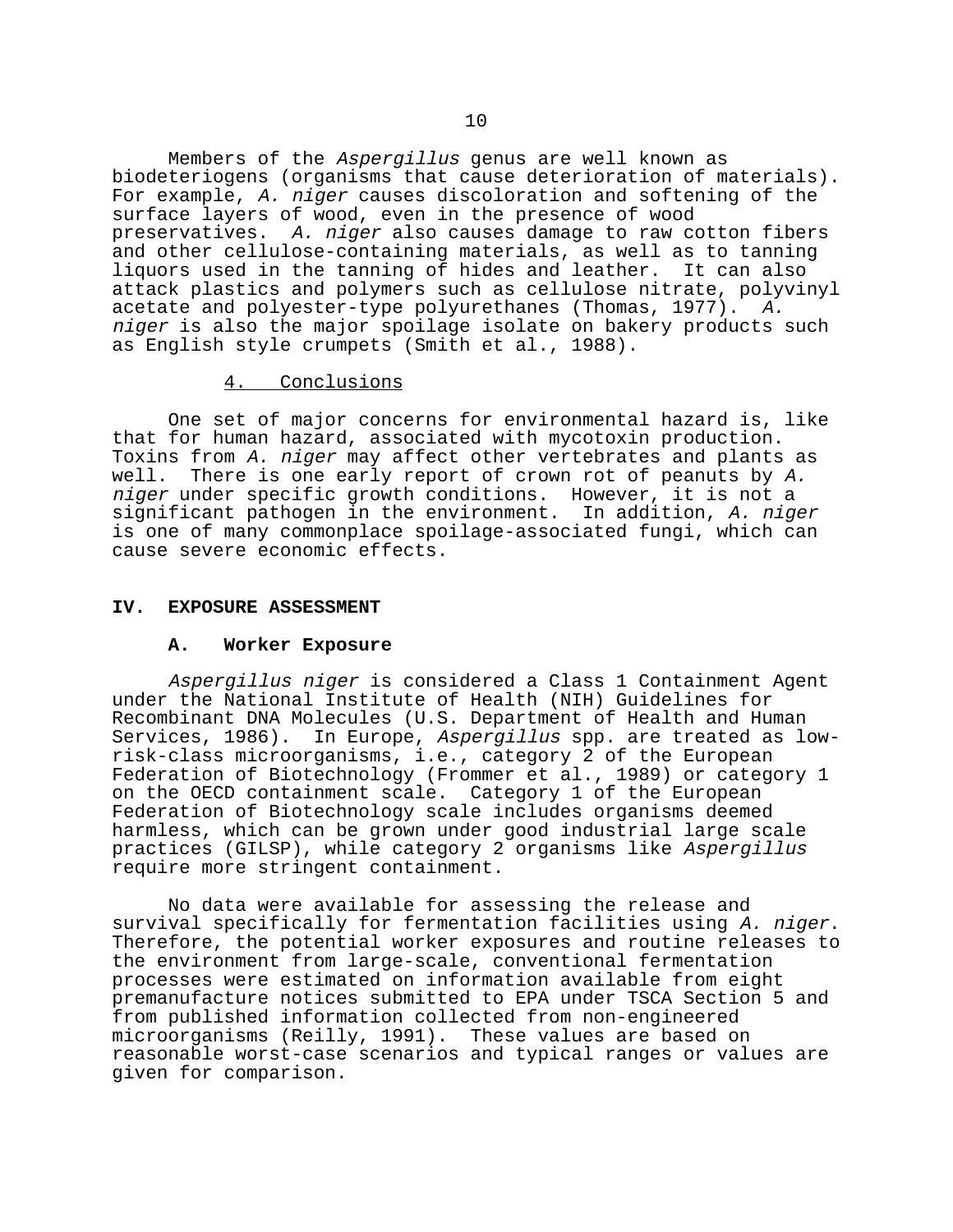Members of the *Aspergillus* genus are well known as biodeteriogens (organisms that cause deterioration of materials). For example, *A. niger* causes discoloration and softening of the surface layers of wood, even in the presence of wood preservatives. *A. niger* also causes damage to raw cotton fibers and other cellulose-containing materials, as well as to tanning liquors used in the tanning of hides and leather. It can also attack plastics and polymers such as cellulose nitrate, polyvinyl acetate and polyester-type polyurethanes (Thomas, 1977). *A. niger* is also the major spoilage isolate on bakery products such as English style crumpets (Smith et al., 1988).

### 4. Conclusions

One set of major concerns for environmental hazard is, like that for human hazard, associated with mycotoxin production. Toxins from *A. niger* may affect other vertebrates and plants as well. There is one early report of crown rot of peanuts by *A. niger* under specific growth conditions. However, it is not a significant pathogen in the environment. In addition, *A. niger* is one of many commonplace spoilage-associated fungi, which can cause severe economic effects.

## IV. EXPOSURE ASSESSMENT

### A. Worker Exposure

*Aspergillus niger* is considered a Class 1 Containment Agent under the National Institute of Health (NIH) Guidelines for Recombinant DNA Molecules (U.S. Department of Health and Human Services, 1986). In Europe, *Aspergillus* spp. are treated as low-risk-class microorganisms, i.e., category 2 of the European Federation of Biotechnology (Frommer et al., 1989) or category 1 on the OECD containment scale. Category 1 of the European Federation of Biotechnology scale includes organisms deemed harmless, which can be grown under good industrial large scale practices (GILSP), while category 2 organisms like *Aspergillus* require more stringent containment.

No data were available for assessing the release and survival specifically for fermentation facilities using *A. niger*. Therefore, the potential worker exposures and routine releases to the environment from large-scale, conventional fermentation processes were estimated on information available from eight premanufacture notices submitted to EPA under TSCA Section 5 and from published information collected from non-engineered microorganisms (Reilly, 1991). These values are based on reasonable worst-case scenarios and typical ranges or values are given for comparison.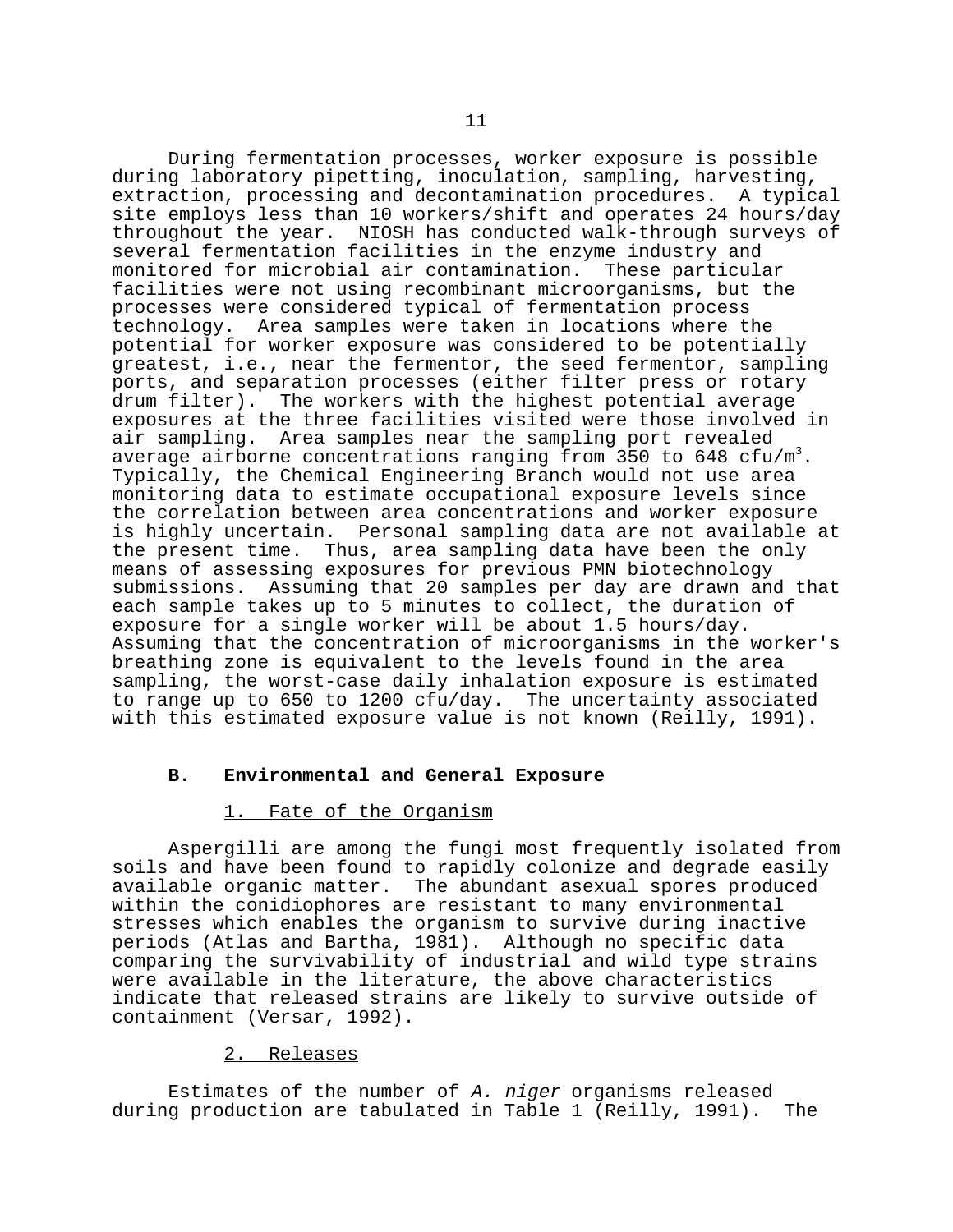During fermentation processes, worker exposure is possible during laboratory pipetting, inoculation, sampling, harvesting, extraction, processing and decontamination procedures. A typical site employs less than 10 workers/shift and operates 24 hours/day throughout the year. NIOSH has conducted walk-through surveys of several fermentation facilities in the enzyme industry and monitored for microbial air contamination. These particular facilities were not using recombinant microorganisms, but the processes were considered typical of fermentation process technology. Area samples were taken in locations where the potential for worker exposure was considered to be potentially greatest, i.e., near the fermentor, the seed fermentor, sampling ports, and separation processes (either filter press or rotary drum filter). The workers with the highest potential average exposures at the three facilities visited were those involved in air sampling. Area samples near the sampling port revealed average airborne concentrations ranging from 350 to 648 cfu/$m^3$. Typically, the Chemical Engineering Branch would not use area monitoring data to estimate occupational exposure levels since the correlation between area concentrations and worker exposure is highly uncertain. Personal sampling data are not available at the present time. Thus, area sampling data have been the only means of assessing exposures for previous PMN biotechnology submissions. Assuming that 20 samples per day are drawn and that each sample takes up to 5 minutes to collect, the duration of exposure for a single worker will be about 1.5 hours/day. Assuming that the concentration of microorganisms in the worker's breathing zone is equivalent to the levels found in the area sampling, the worst-case daily inhalation exposure is estimated to range up to 650 to 1200 cfu/day. The uncertainty associated with this estimated exposure value is not known (Reilly, 1991).

## B. Environmental and General Exposure

### 1. Fate of the Organism

Aspergilli are among the fungi most frequently isolated from soils and have been found to rapidly colonize and degrade easily available organic matter. The abundant asexual spores produced within the conidiophores are resistant to many environmental stresses which enables the organism to survive during inactive periods (Atlas and Bartha, 1981). Although no specific data comparing the survivability of industrial and wild type strains were available in the literature, the above characteristics indicate that released strains are likely to survive outside of containment (Versar, 1992).

### 2. Releases

Estimates of the number of *A. niger* organisms released during production are tabulated in Table 1 (Reilly, 1991). The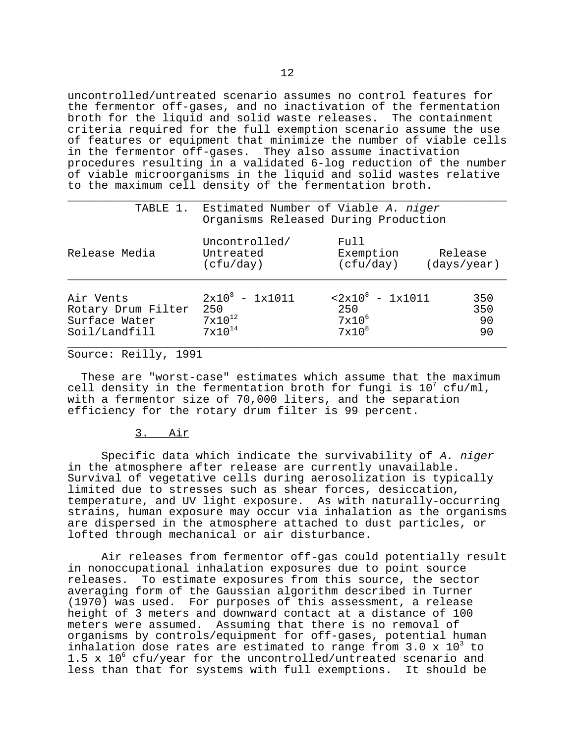uncontrolled/untreated scenario assumes no control features for the fermentor off-gases, and no inactivation of the fermentation broth for the liquid and solid waste releases. The containment criteria required for the full exemption scenario assume the use of features or equipment that minimize the number of viable cells in the fermentor off-gases. They also assume inactivation procedures resulting in a validated 6-log reduction of the number of viable microorganisms in the liquid and solid wastes relative to the maximum cell density of the fermentation broth.

TABLE 1. Estimated Number of Viable *A. niger* Organisms Released During Production

| Release Media | Uncontrolled/ Untreated (cfu/day) | Full Exemption (cfu/day) | Release (days/year) |
|---|---|---|---|
| Air Vents | $2x10^8$ - 1x1011 | $<2x10^8$ - 1x1011 | 350 |
| Rotary Drum Filter | 250 | 250 | 350 |
| Surface Water | $7x10^{12}$ | $7x10^6$ | 90 |
| Soil/Landfill | $7x10^{14}$ | $7x10^8$ | 90 |

Source: Reilly, 1991

These are "worst-case" estimates which assume that the maximum cell density in the fermentation broth for fungi is $10^7$ cfu/ml, with a fermentor size of 70,000 liters, and the separation efficiency for the rotary drum filter is 99 percent.

### 3. Air

Specific data which indicate the survivability of *A. niger* in the atmosphere after release are currently unavailable. Survival of vegetative cells during aerosolization is typically limited due to stresses such as shear forces, desiccation, temperature, and UV light exposure. As with naturally-occurring strains, human exposure may occur via inhalation as the organisms are dispersed in the atmosphere attached to dust particles, or lofted through mechanical or air disturbance.

Air releases from fermentor off-gas could potentially result in nonoccupational inhalation exposures due to point source releases. To estimate exposures from this source, the sector averaging form of the Gaussian algorithm described in Turner (1970) was used. For purposes of this assessment, a release height of 3 meters and downward contact at a distance of 100 meters were assumed. Assuming that there is no removal of organisms by controls/equipment for off-gases, potential human inhalation dose rates are estimated to range from $3.0 \times 10^3$ to $1.5 \times 10^6$ cfu/year for the uncontrolled/untreated scenario and less than that for systems with full exemptions. It should be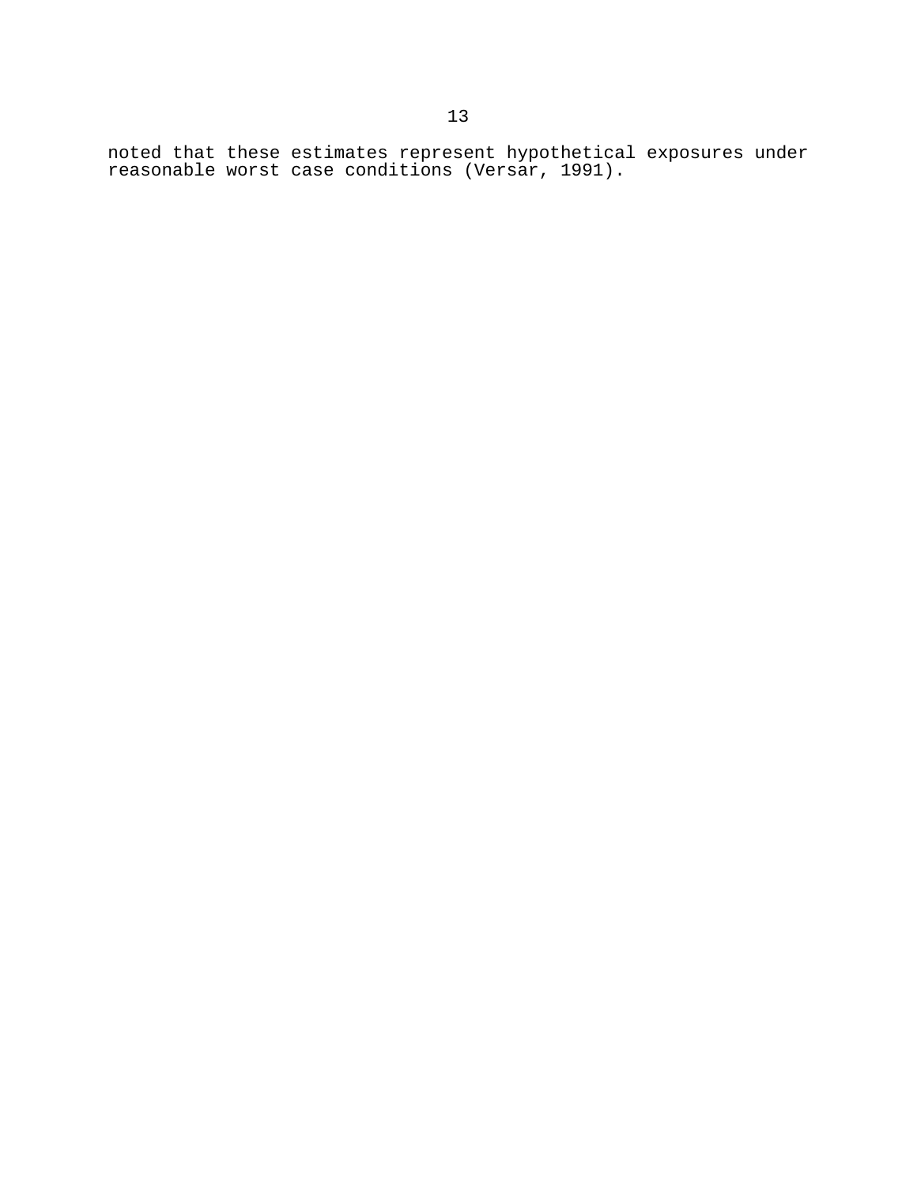noted that these estimates represent hypothetical exposures under reasonable worst case conditions (Versar, 1991).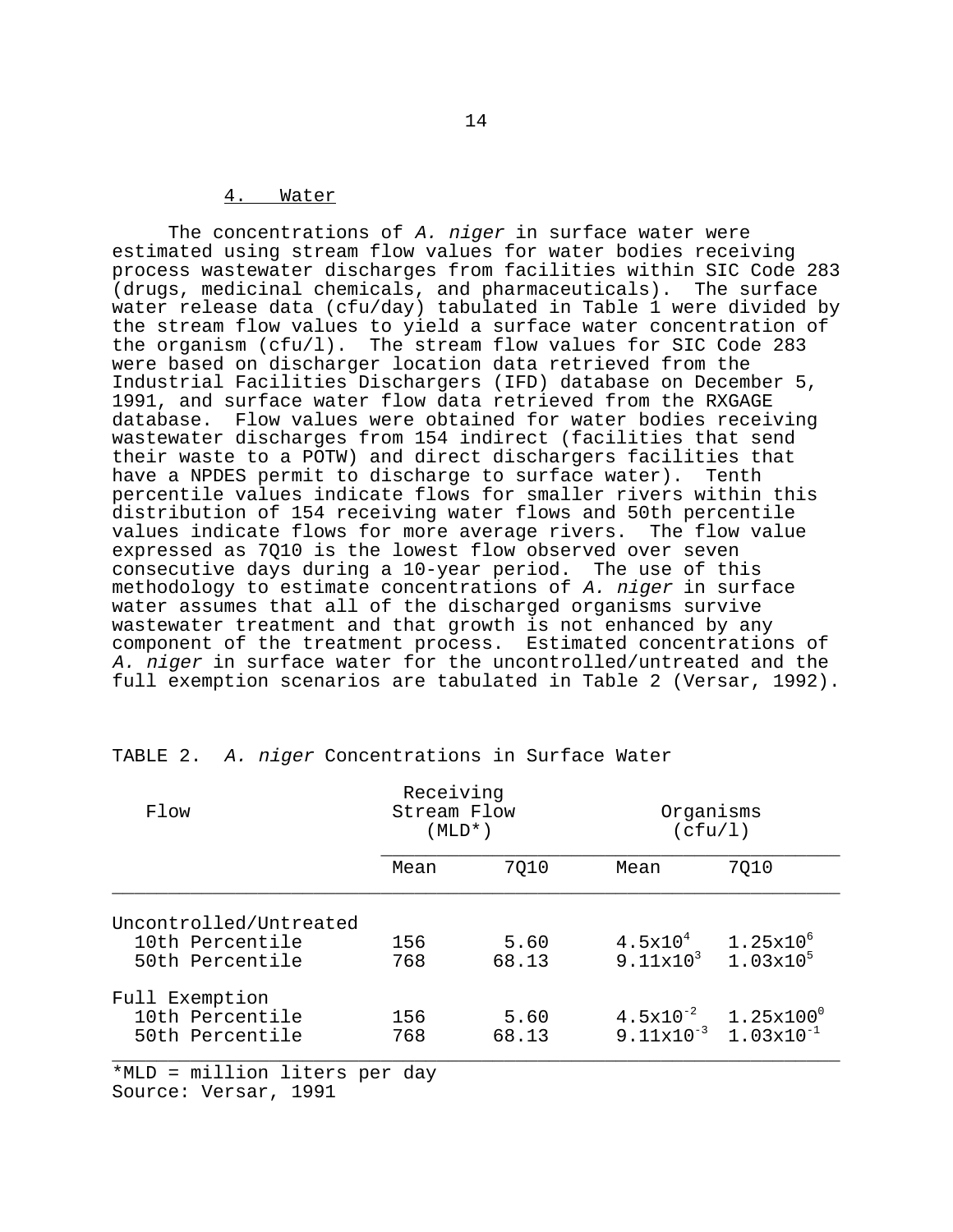### 4. Water

The concentrations of *A. niger* in surface water were estimated using stream flow values for water bodies receiving process wastewater discharges from facilities within SIC Code 283 (drugs, medicinal chemicals, and pharmaceuticals). The surface water release data (cfu/day) tabulated in Table 1 were divided by the stream flow values to yield a surface water concentration of the organism (cfu/l). The stream flow values for SIC Code 283 were based on discharger location data retrieved from the Industrial Facilities Dischargers (IFD) database on December 5, 1991, and surface water flow data retrieved from the RXGAGE database. Flow values were obtained for water bodies receiving wastewater discharges from 154 indirect (facilities that send their waste to a POTW) and direct dischargers facilities that have a NPDES permit to discharge to surface water). Tenth percentile values indicate flows for smaller rivers within this distribution of 154 receiving water flows and 50th percentile values indicate flows for more average rivers. The flow value expressed as 7Q10 is the lowest flow observed over seven consecutive days during a 10-year period. The use of this methodology to estimate concentrations of *A. niger* in surface water assumes that all of the discharged organisms survive wastewater treatment and that growth is not enhanced by any component of the treatment process. Estimated concentrations of *A. niger* in surface water for the uncontrolled/untreated and the full exemption scenarios are tabulated in Table 2 (Versar, 1992).

TABLE 2. *A. niger* Concentrations in Surface Water

| Flow | Receiving Stream Flow (MLD*) | | Organisms (cfu/l) | |
|---|---|---|---|---|
| | Mean | 7Q10 | Mean | 7Q10 |
| Uncontrolled/Untreated | | | | |
| 10th Percentile | 156 | 5.60 | $4.5 \times 10^{4}$ | $1.25 \times 10^{6}$ |
| 50th Percentile | 768 | 68.13 | $9.11 \times 10^{3}$ | $1.03 \times 10^{5}$ |
| Full Exemption | | | | |
| 10th Percentile | 156 | 5.60 | $4.5 \times 10^{-2}$ | $1.25 \times 100^{0}$ |
| 50th Percentile | 768 | 68.13 | $9.11 \times 10^{-3}$ | $1.03 \times 10^{-1}$ |

*MLD = million liters per day
Source: Versar, 1991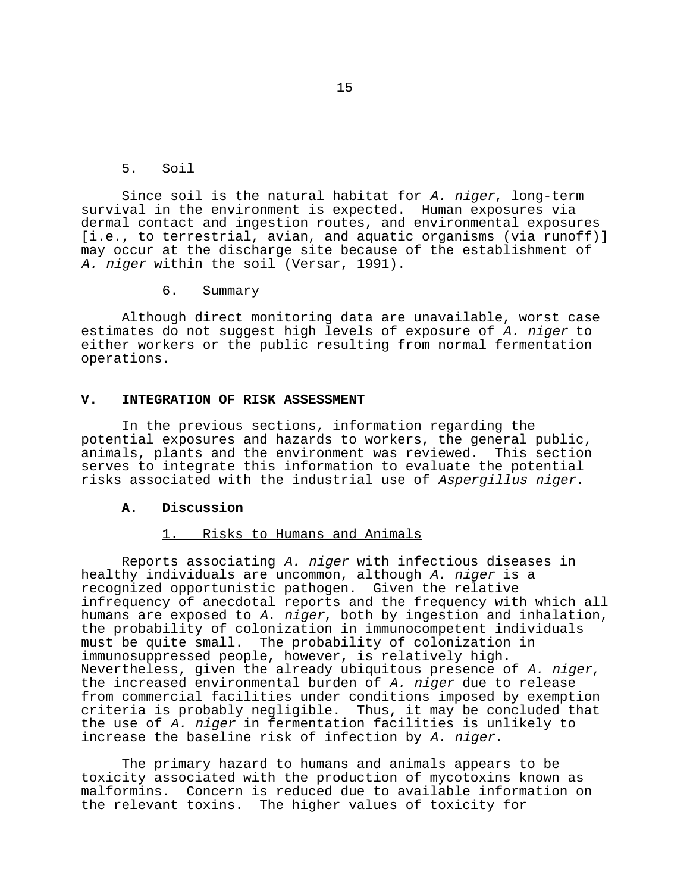5. Soil

Since soil is the natural habitat for *A. niger*, long-term survival in the environment is expected. Human exposures via dermal contact and ingestion routes, and environmental exposures [i.e., to terrestrial, avian, and aquatic organisms (via runoff)] may occur at the discharge site because of the establishment of *A. niger* within the soil (Versar, 1991).

6. Summary

Although direct monitoring data are unavailable, worst case estimates do not suggest high levels of exposure of *A. niger* to either workers or the public resulting from normal fermentation operations.

## V. INTEGRATION OF RISK ASSESSMENT

In the previous sections, information regarding the potential exposures and hazards to workers, the general public, animals, plants and the environment was reviewed. This section serves to integrate this information to evaluate the potential risks associated with the industrial use of *Aspergillus niger*.

### A. Discussion

1. Risks to Humans and Animals

Reports associating *A. niger* with infectious diseases in healthy individuals are uncommon, although *A. niger* is a recognized opportunistic pathogen. Given the relative infrequency of anecdotal reports and the frequency with which all humans are exposed to *A. niger*, both by ingestion and inhalation, the probability of colonization in immunocompetent individuals must be quite small. The probability of colonization in immunosuppressed people, however, is relatively high. Nevertheless, given the already ubiquitous presence of *A. niger*, the increased environmental burden of *A. niger* due to release from commercial facilities under conditions imposed by exemption criteria is probably negligible. Thus, it may be concluded that the use of *A. niger* in fermentation facilities is unlikely to increase the baseline risk of infection by *A. niger*.

The primary hazard to humans and animals appears to be toxicity associated with the production of mycotoxins known as malformins. Concern is reduced due to available information on the relevant toxins. The higher values of toxicity for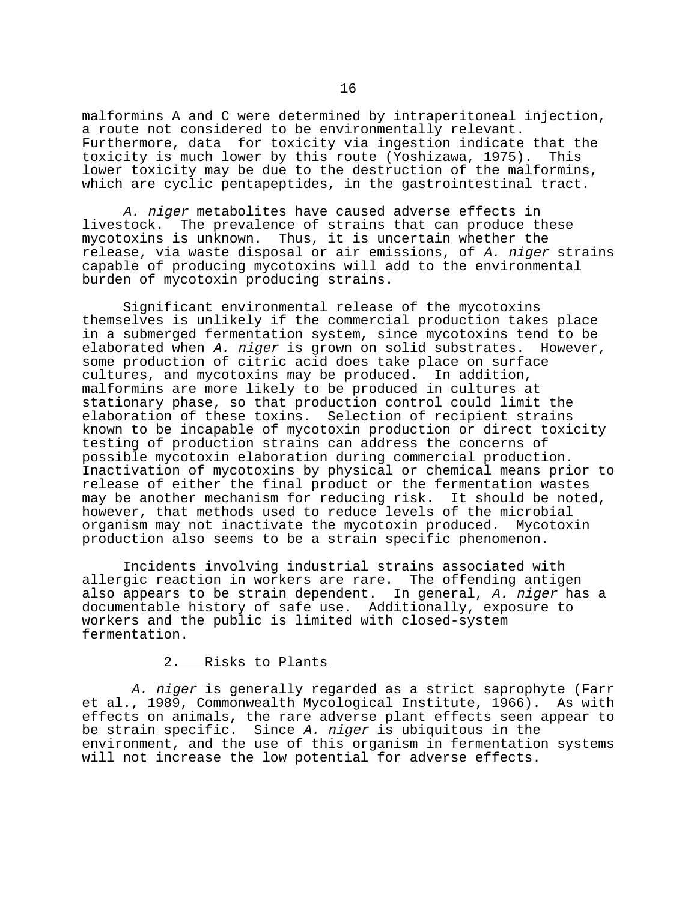malformins A and C were determined by intraperitoneal injection, a route not considered to be environmentally relevant. Furthermore, data for toxicity via ingestion indicate that the toxicity is much lower by this route (Yoshizawa, 1975). This lower toxicity may be due to the destruction of the malformins, which are cyclic pentapeptides, in the gastrointestinal tract.

*A. niger* metabolites have caused adverse effects in livestock. The prevalence of strains that can produce these mycotoxins is unknown. Thus, it is uncertain whether the release, via waste disposal or air emissions, of *A. niger* strains capable of producing mycotoxins will add to the environmental burden of mycotoxin producing strains.

Significant environmental release of the mycotoxins themselves is unlikely if the commercial production takes place in a submerged fermentation system, since mycotoxins tend to be elaborated when *A. niger* is grown on solid substrates. However, some production of citric acid does take place on surface cultures, and mycotoxins may be produced. In addition, malformins are more likely to be produced in cultures at stationary phase, so that production control could limit the elaboration of these toxins. Selection of recipient strains known to be incapable of mycotoxin production or direct toxicity testing of production strains can address the concerns of possible mycotoxin elaboration during commercial production. Inactivation of mycotoxins by physical or chemical means prior to release of either the final product or the fermentation wastes may be another mechanism for reducing risk. It should be noted, however, that methods used to reduce levels of the microbial organism may not inactivate the mycotoxin produced. Mycotoxin production also seems to be a strain specific phenomenon.

Incidents involving industrial strains associated with allergic reaction in workers are rare. The offending antigen also appears to be strain dependent. In general, *A. niger* has a documentable history of safe use. Additionally, exposure to workers and the public is limited with closed-system fermentation.

### 2. Risks to Plants

*A. niger* is generally regarded as a strict saprophyte (Farr et al., 1989, Commonwealth Mycological Institute, 1966). As with effects on animals, the rare adverse plant effects seen appear to be strain specific. Since *A. niger* is ubiquitous in the environment, and the use of this organism in fermentation systems will not increase the low potential for adverse effects.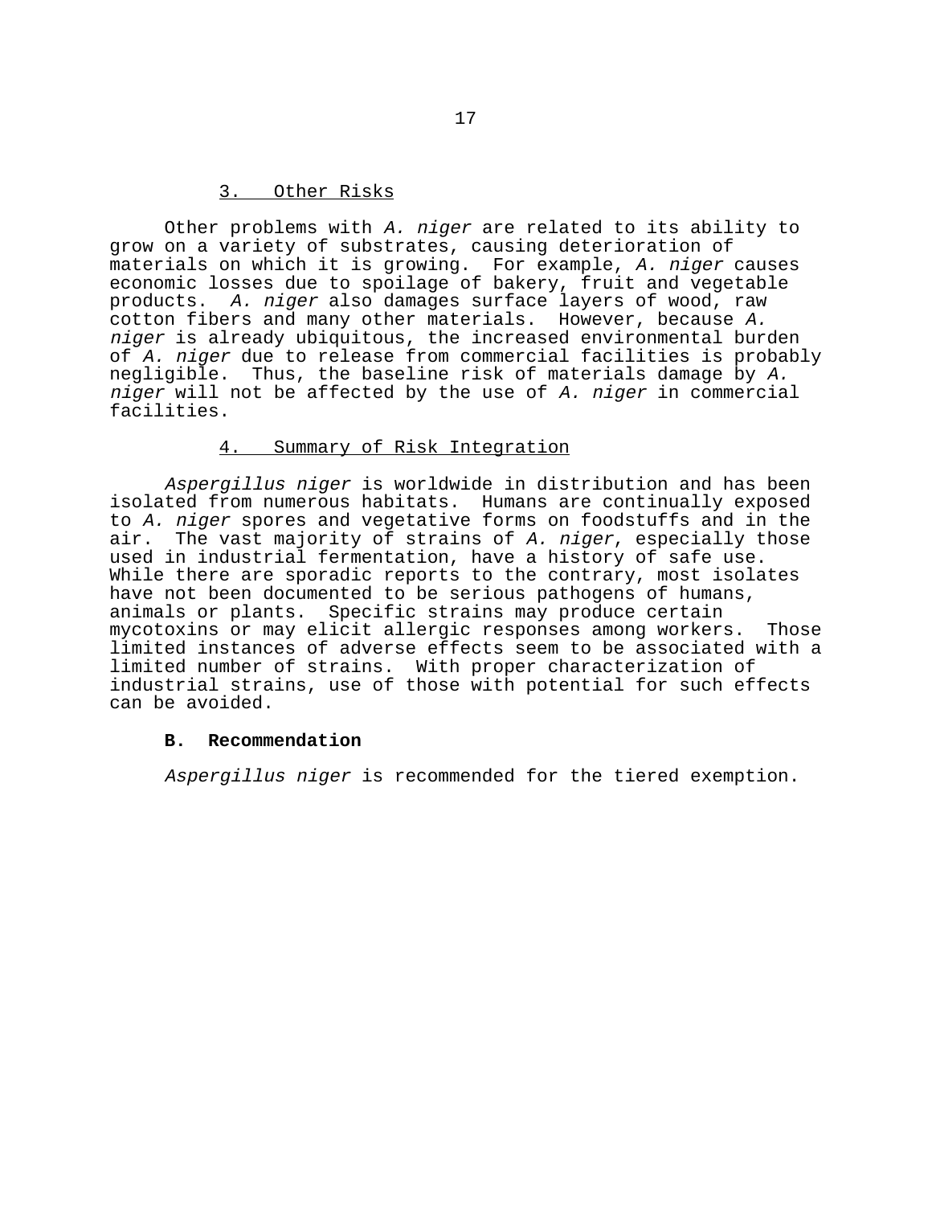### 3. Other Risks

Other problems with *A. niger* are related to its ability to grow on a variety of substrates, causing deterioration of materials on which it is growing. For example, *A. niger* causes economic losses due to spoilage of bakery, fruit and vegetable products. *A. niger* also damages surface layers of wood, raw cotton fibers and many other materials. However, because *A. niger* is already ubiquitous, the increased environmental burden of *A. niger* due to release from commercial facilities is probably negligible. Thus, the baseline risk of materials damage by *A. niger* will not be affected by the use of *A. niger* in commercial facilities.

### 4. Summary of Risk Integration

*Aspergillus niger* is worldwide in distribution and has been isolated from numerous habitats. Humans are continually exposed to *A. niger* spores and vegetative forms on foodstuffs and in the air. The vast majority of strains of *A. niger*, especially those used in industrial fermentation, have a history of safe use. While there are sporadic reports to the contrary, most isolates have not been documented to be serious pathogens of humans, animals or plants. Specific strains may produce certain mycotoxins or may elicit allergic responses among workers. Those limited instances of adverse effects seem to be associated with a limited number of strains. With proper characterization of industrial strains, use of those with potential for such effects can be avoided.

## B. Recommendation

*Aspergillus niger* is recommended for the tiered exemption.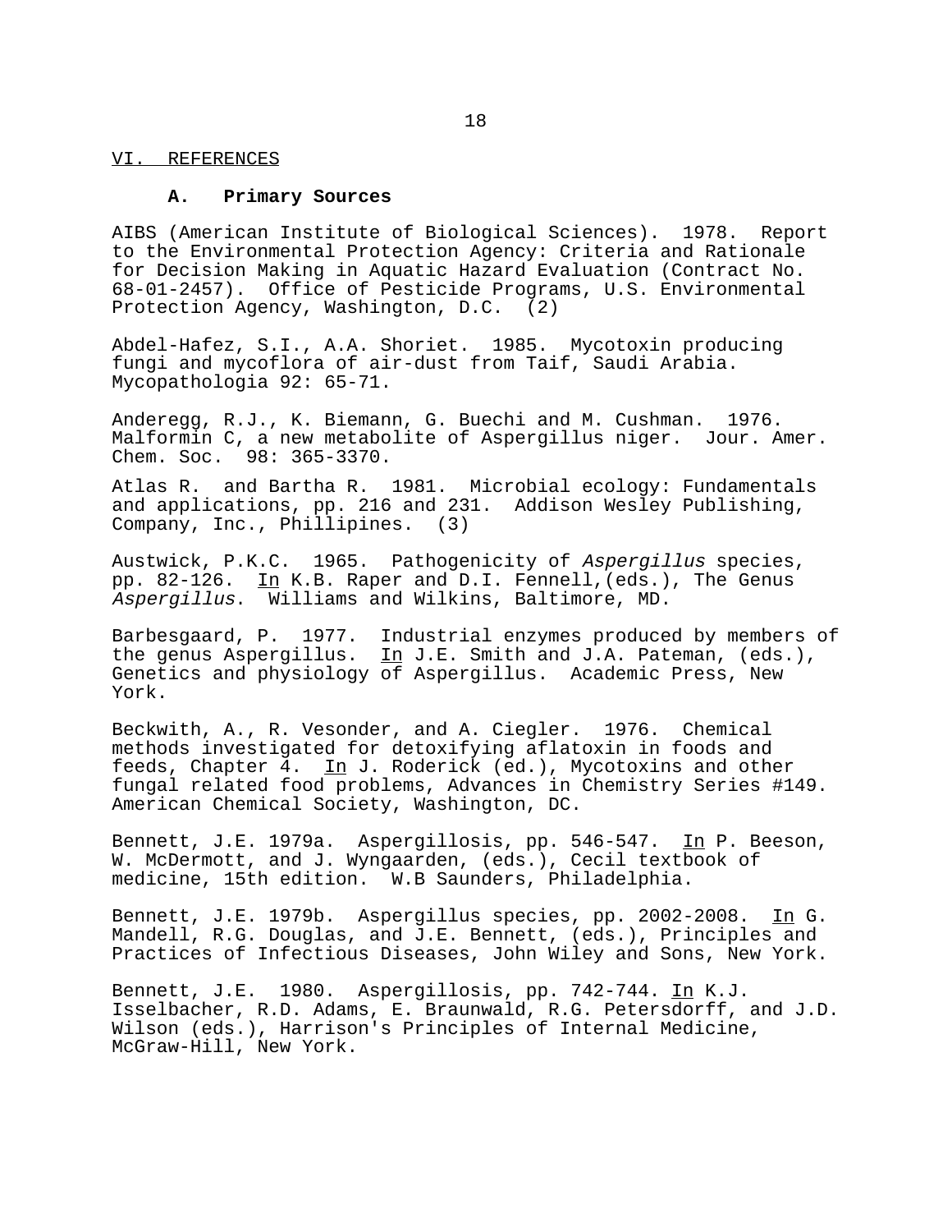## VI. REFERENCES

### A. Primary Sources

AIBS (American Institute of Biological Sciences). 1978. Report to the Environmental Protection Agency: Criteria and Rationale for Decision Making in Aquatic Hazard Evaluation (Contract No. 68-01-2457). Office of Pesticide Programs, U.S. Environmental Protection Agency, Washington, D.C. (2)

Abdel-Hafez, S.I., A.A. Shoriet. 1985. Mycotoxin producing fungi and mycoflora of air-dust from Taif, Saudi Arabia. Mycopathologia 92: 65-71.

Anderegg, R.J., K. Biemann, G. Buechi and M. Cushman. 1976. Malformin C, a new metabolite of Aspergillus niger. Jour. Amer. Chem. Soc. 98: 365-3370.

Atlas R. and Bartha R. 1981. Microbial ecology: Fundamentals and applications, pp. 216 and 231. Addison Wesley Publishing, Company, Inc., Phillipines. (3)

Austwick, P.K.C. 1965. Pathogenicity of *Aspergillus* species, pp. 82-126. In K.B. Raper and D.I. Fennell,(eds.), The Genus *Aspergillus*. Williams and Wilkins, Baltimore, MD.

Barbesgaard, P. 1977. Industrial enzymes produced by members of the genus Aspergillus. In J.E. Smith and J.A. Pateman, (eds.), Genetics and physiology of Aspergillus. Academic Press, New York.

Beckwith, A., R. Vesonder, and A. Ciegler. 1976. Chemical methods investigated for detoxifying aflatoxin in foods and feeds, Chapter 4. In J. Roderick (ed.), Mycotoxins and other fungal related food problems, Advances in Chemistry Series #149. American Chemical Society, Washington, DC.

Bennett, J.E. 1979a. Aspergillosis, pp. 546-547. In P. Beeson, W. McDermott, and J. Wyngaarden, (eds.), Cecil textbook of medicine, 15th edition. W.B Saunders, Philadelphia.

Bennett, J.E. 1979b. Aspergillus species, pp. 2002-2008. In G. Mandell, R.G. Douglas, and J.E. Bennett, (eds.), Principles and Practices of Infectious Diseases, John Wiley and Sons, New York.

Bennett, J.E. 1980. Aspergillosis, pp. 742-744. In K.J. Isselbacher, R.D. Adams, E. Braunwald, R.G. Petersdorff, and J.D. Wilson (eds.), Harrison's Principles of Internal Medicine, McGraw-Hill, New York.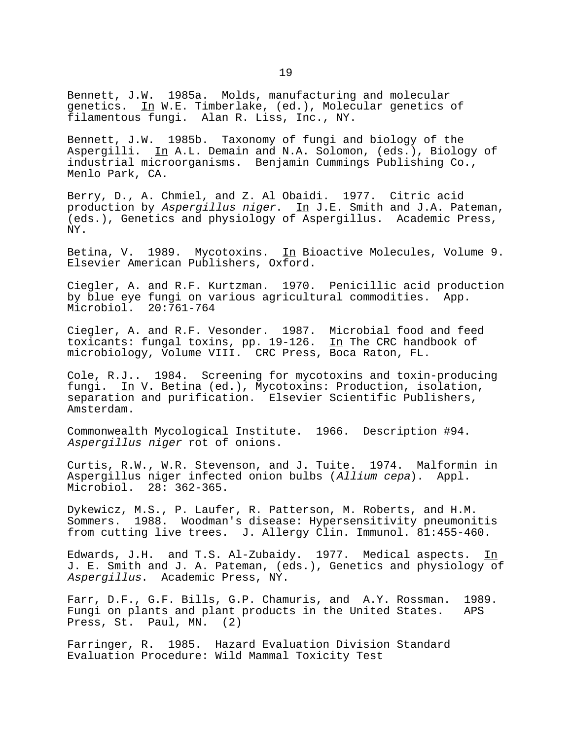Bennett, J.W. 1985a. Molds, manufacturing and molecular genetics. In W.E. Timberlake, (ed.), Molecular genetics of filamentous fungi. Alan R. Liss, Inc., NY.

Bennett, J.W. 1985b. Taxonomy of fungi and biology of the Aspergilli. In A.L. Demain and N.A. Solomon, (eds.), Biology of industrial microorganisms. Benjamin Cummings Publishing Co., Menlo Park, CA.

Berry, D., A. Chmiel, and Z. Al Obaidi. 1977. Citric acid production by *Aspergillus niger*. In J.E. Smith and J.A. Pateman, (eds.), Genetics and physiology of Aspergillus. Academic Press, NY.

Betina, V. 1989. Mycotoxins. In Bioactive Molecules, Volume 9. Elsevier American Publishers, Oxford.

Ciegler, A. and R.F. Kurtzman. 1970. Penicillic acid production by blue eye fungi on various agricultural commodities. App. Microbiol. 20:761-764

Ciegler, A. and R.F. Vesonder. 1987. Microbial food and feed toxicants: fungal toxins, pp. 19-126. In The CRC handbook of microbiology, Volume VIII. CRC Press, Boca Raton, FL.

Cole, R.J.. 1984. Screening for mycotoxins and toxin-producing fungi. In V. Betina (ed.), Mycotoxins: Production, isolation, separation and purification. Elsevier Scientific Publishers, Amsterdam.

Commonwealth Mycological Institute. 1966. Description #94. *Aspergillus niger* rot of onions.

Curtis, R.W., W.R. Stevenson, and J. Tuite. 1974. Malformin in Aspergillus niger infected onion bulbs (*Allium cepa*). Appl. Microbiol. 28: 362-365.

Dykewicz, M.S., P. Laufer, R. Patterson, M. Roberts, and H.M. Sommers. 1988. Woodman's disease: Hypersensitivity pneumonitis from cutting live trees. J. Allergy Clin. Immunol. 81:455-460.

Edwards, J.H. and T.S. Al-Zubaidy. 1977. Medical aspects. In J. E. Smith and J. A. Pateman, (eds.), Genetics and physiology of *Aspergillus*. Academic Press, NY.

Farr, D.F., G.F. Bills, G.P. Chamuris, and A.Y. Rossman. 1989. Fungi on plants and plant products in the United States. APS Press, St. Paul, MN. (2)

Farringer, R. 1985. Hazard Evaluation Division Standard Evaluation Procedure: Wild Mammal Toxicity Test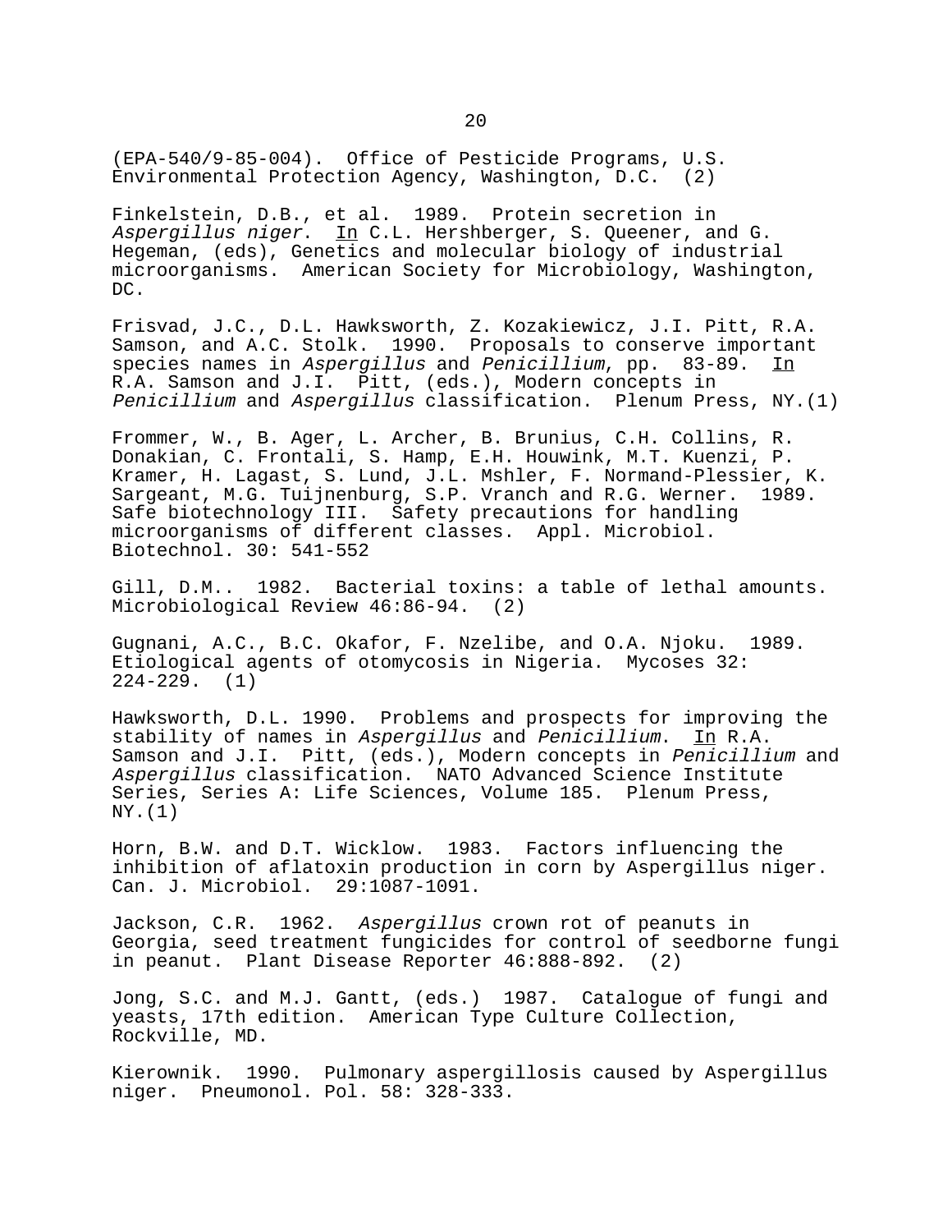(EPA-540/9-85-004). Office of Pesticide Programs, U.S. Environmental Protection Agency, Washington, D.C. (2)

Finkelstein, D.B., et al. 1989. Protein secretion in *Aspergillus niger*. In C.L. Hershberger, S. Queener, and G. Hegeman, (eds), Genetics and molecular biology of industrial microorganisms. American Society for Microbiology, Washington, DC.

Frisvad, J.C., D.L. Hawksworth, Z. Kozakiewicz, J.I. Pitt, R.A. Samson, and A.C. Stolk. 1990. Proposals to conserve important species names in *Aspergillus* and *Penicillium*, pp. 83-89. In R.A. Samson and J.I. Pitt, (eds.), Modern concepts in *Penicillium* and *Aspergillus* classification. Plenum Press, NY.(1)

Frommer, W., B. Ager, L. Archer, B. Brunius, C.H. Collins, R. Donakian, C. Frontali, S. Hamp, E.H. Houwink, M.T. Kuenzi, P. Kramer, H. Lagast, S. Lund, J.L. Mshler, F. Normand-Plessier, K. Sargeant, M.G. Tuijnenburg, S.P. Vranch and R.G. Werner. 1989. Safe biotechnology III. Safety precautions for handling microorganisms of different classes. Appl. Microbiol. Biotechnol. 30: 541-552

Gill, D.M.. 1982. Bacterial toxins: a table of lethal amounts. Microbiological Review 46:86-94. (2)

Gugnani, A.C., B.C. Okafor, F. Nzelibe, and O.A. Njoku. 1989. Etiological agents of otomycosis in Nigeria. Mycoses 32: 224-229. (1)

Hawksworth, D.L. 1990. Problems and prospects for improving the stability of names in *Aspergillus* and *Penicillium*. In R.A. Samson and J.I. Pitt, (eds.), Modern concepts in *Penicillium* and *Aspergillus* classification. NATO Advanced Science Institute Series, Series A: Life Sciences, Volume 185. Plenum Press, NY.(1)

Horn, B.W. and D.T. Wicklow. 1983. Factors influencing the inhibition of aflatoxin production in corn by Aspergillus niger. Can. J. Microbiol. 29:1087-1091.

Jackson, C.R. 1962. *Aspergillus* crown rot of peanuts in Georgia, seed treatment fungicides for control of seedborne fungi in peanut. Plant Disease Reporter 46:888-892. (2)

Jong, S.C. and M.J. Gantt, (eds.) 1987. Catalogue of fungi and yeasts, 17th edition. American Type Culture Collection, Rockville, MD.

Kierownik. 1990. Pulmonary aspergillosis caused by Aspergillus niger. Pneumonol. Pol. 58: 328-333.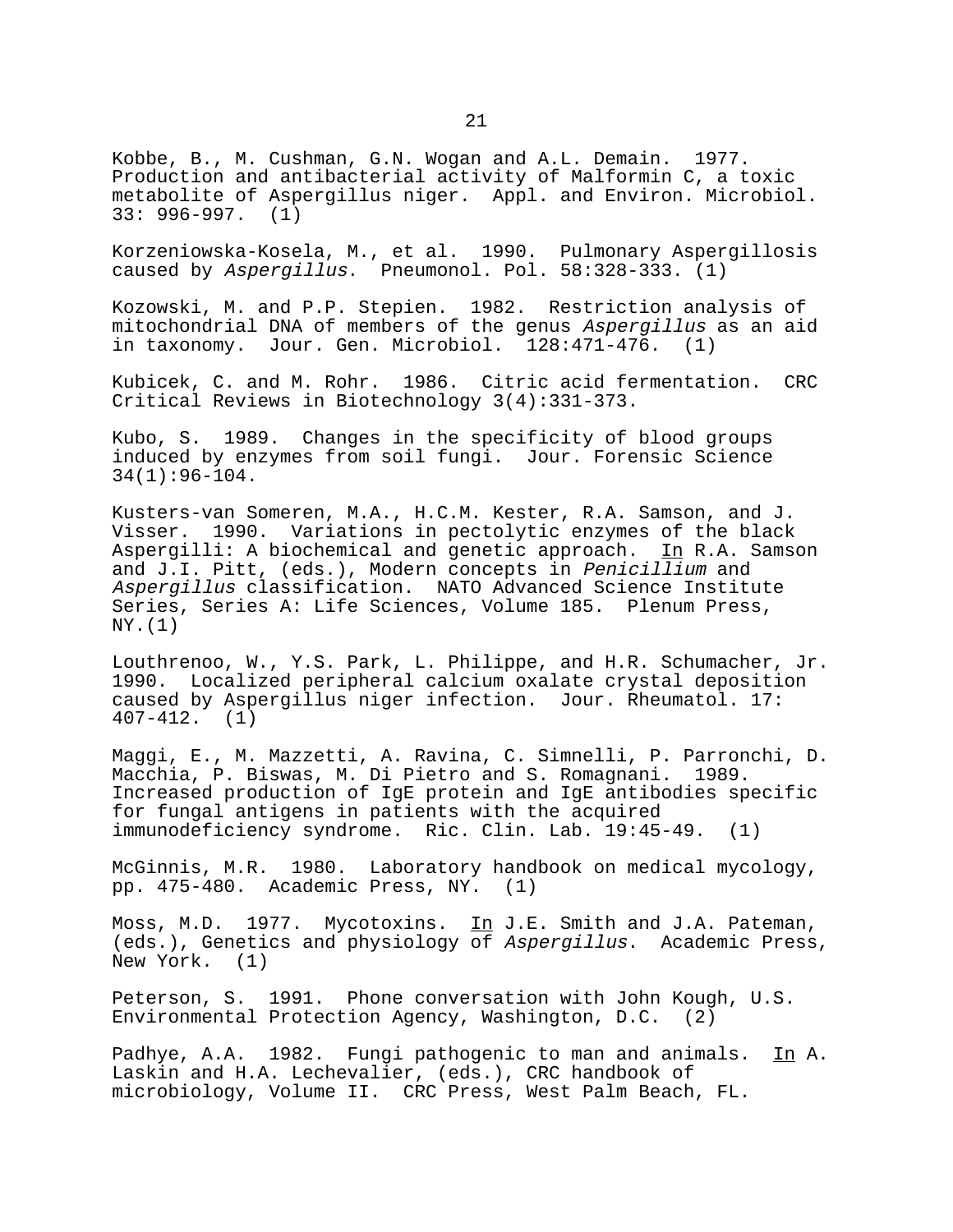Kobbe, B., M. Cushman, G.N. Wogan and A.L. Demain. 1977. Production and antibacterial activity of Malformin C, a toxic metabolite of Aspergillus niger. Appl. and Environ. Microbiol. 33: 996-997. (1)

Korzeniowska-Kosela, M., et al. 1990. Pulmonary Aspergillosis caused by *Aspergillus*. Pneumonol. Pol. 58:328-333. (1)

Kozowski, M. and P.P. Stepien. 1982. Restriction analysis of mitochondrial DNA of members of the genus *Aspergillus* as an aid in taxonomy. Jour. Gen. Microbiol. 128:471-476. (1)

Kubicek, C. and M. Rohr. 1986. Citric acid fermentation. CRC Critical Reviews in Biotechnology 3(4):331-373.

Kubo, S. 1989. Changes in the specificity of blood groups induced by enzymes from soil fungi. Jour. Forensic Science 34(1):96-104.

Kusters-van Someren, M.A., H.C.M. Kester, R.A. Samson, and J. Visser. 1990. Variations in pectolytic enzymes of the black Aspergilli: A biochemical and genetic approach. In R.A. Samson and J.I. Pitt, (eds.), Modern concepts in *Penicillium* and *Aspergillus* classification. NATO Advanced Science Institute Series, Series A: Life Sciences, Volume 185. Plenum Press, NY.(1)

Louthrenoo, W., Y.S. Park, L. Philippe, and H.R. Schumacher, Jr. 1990. Localized peripheral calcium oxalate crystal deposition caused by Aspergillus niger infection. Jour. Rheumatol. 17: 407-412. (1)

Maggi, E., M. Mazzetti, A. Ravina, C. Simnelli, P. Parronchi, D. Macchia, P. Biswas, M. Di Pietro and S. Romagnani. 1989. Increased production of IgE protein and IgE antibodies specific for fungal antigens in patients with the acquired immunodeficiency syndrome. Ric. Clin. Lab. 19:45-49. (1)

McGinnis, M.R. 1980. Laboratory handbook on medical mycology, pp. 475-480. Academic Press, NY. (1)

Moss, M.D. 1977. Mycotoxins. In J.E. Smith and J.A. Pateman, (eds.), Genetics and physiology of *Aspergillus*. Academic Press, New York. (1)

Peterson, S. 1991. Phone conversation with John Kough, U.S. Environmental Protection Agency, Washington, D.C. (2)

Padhye, A.A. 1982. Fungi pathogenic to man and animals. In A. Laskin and H.A. Lechevalier, (eds.), CRC handbook of microbiology, Volume II. CRC Press, West Palm Beach, FL.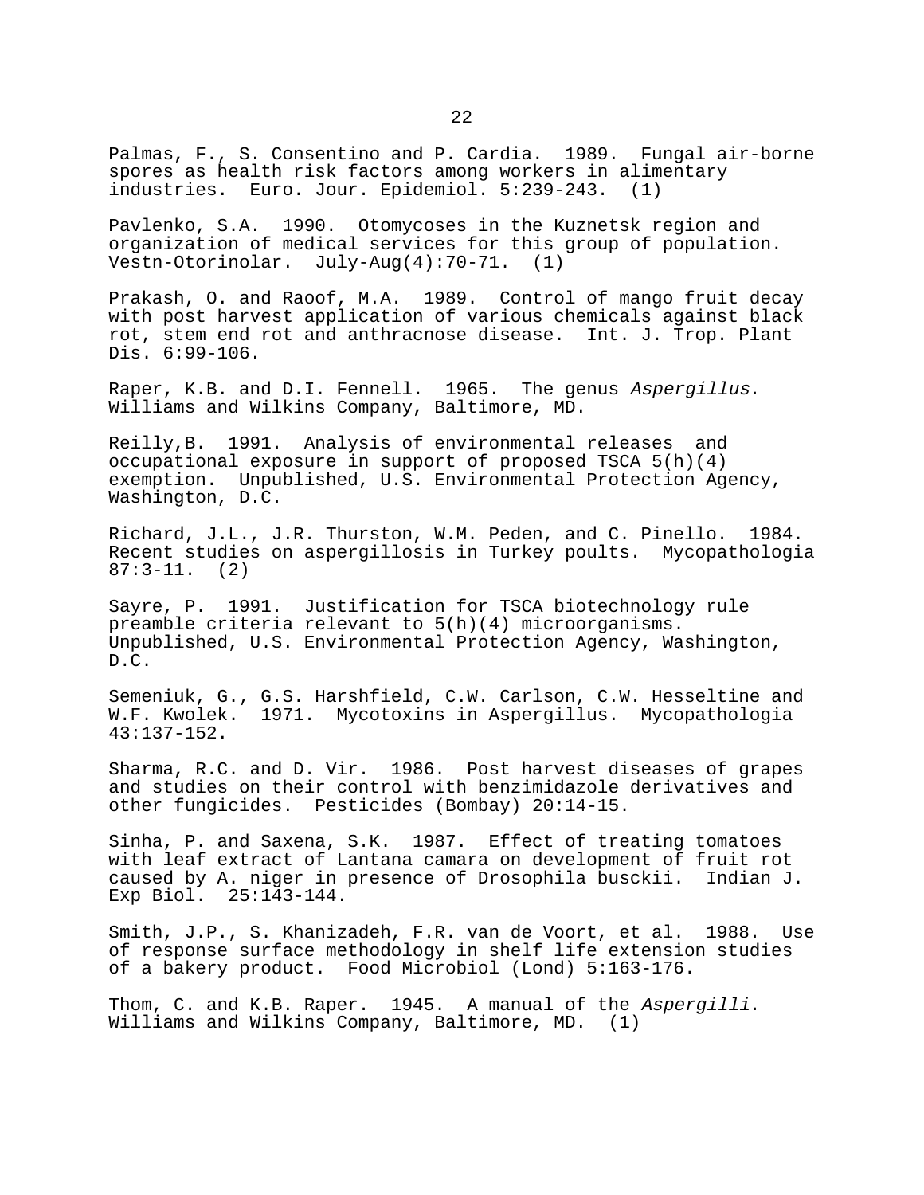Palmas, F., S. Consentino and P. Cardia. 1989. Fungal air-borne spores as health risk factors among workers in alimentary industries. Euro. Jour. Epidemiol. 5:239-243. (1)

Pavlenko, S.A. 1990. Otomycoses in the Kuznetsk region and organization of medical services for this group of population. Vestn-Otorinolar. July-Aug(4):70-71. (1)

Prakash, O. and Raoof, M.A. 1989. Control of mango fruit decay with post harvest application of various chemicals against black rot, stem end rot and anthracnose disease. Int. J. Trop. Plant Dis. 6:99-106.

Raper, K.B. and D.I. Fennell. 1965. The genus *Aspergillus*. Williams and Wilkins Company, Baltimore, MD.

Reilly,B. 1991. Analysis of environmental releases and occupational exposure in support of proposed TSCA 5(h)(4) exemption. Unpublished, U.S. Environmental Protection Agency, Washington, D.C.

Richard, J.L., J.R. Thurston, W.M. Peden, and C. Pinello. 1984. Recent studies on aspergillosis in Turkey poults. Mycopathologia 87:3-11. (2)

Sayre, P. 1991. Justification for TSCA biotechnology rule preamble criteria relevant to 5(h)(4) microorganisms. Unpublished, U.S. Environmental Protection Agency, Washington, D.C.

Semeniuk, G., G.S. Harshfield, C.W. Carlson, C.W. Hesseltine and W.F. Kwolek. 1971. Mycotoxins in Aspergillus. Mycopathologia 43:137-152.

Sharma, R.C. and D. Vir. 1986. Post harvest diseases of grapes and studies on their control with benzimidazole derivatives and other fungicides. Pesticides (Bombay) 20:14-15.

Sinha, P. and Saxena, S.K. 1987. Effect of treating tomatoes with leaf extract of Lantana camara on development of fruit rot caused by A. niger in presence of Drosophila busckii. Indian J. Exp Biol. 25:143-144.

Smith, J.P., S. Khanizadeh, F.R. van de Voort, et al. 1988. Use of response surface methodology in shelf life extension studies of a bakery product. Food Microbiol (Lond) 5:163-176.

Thom, C. and K.B. Raper. 1945. A manual of the *Aspergilli*. Williams and Wilkins Company, Baltimore, MD. (1)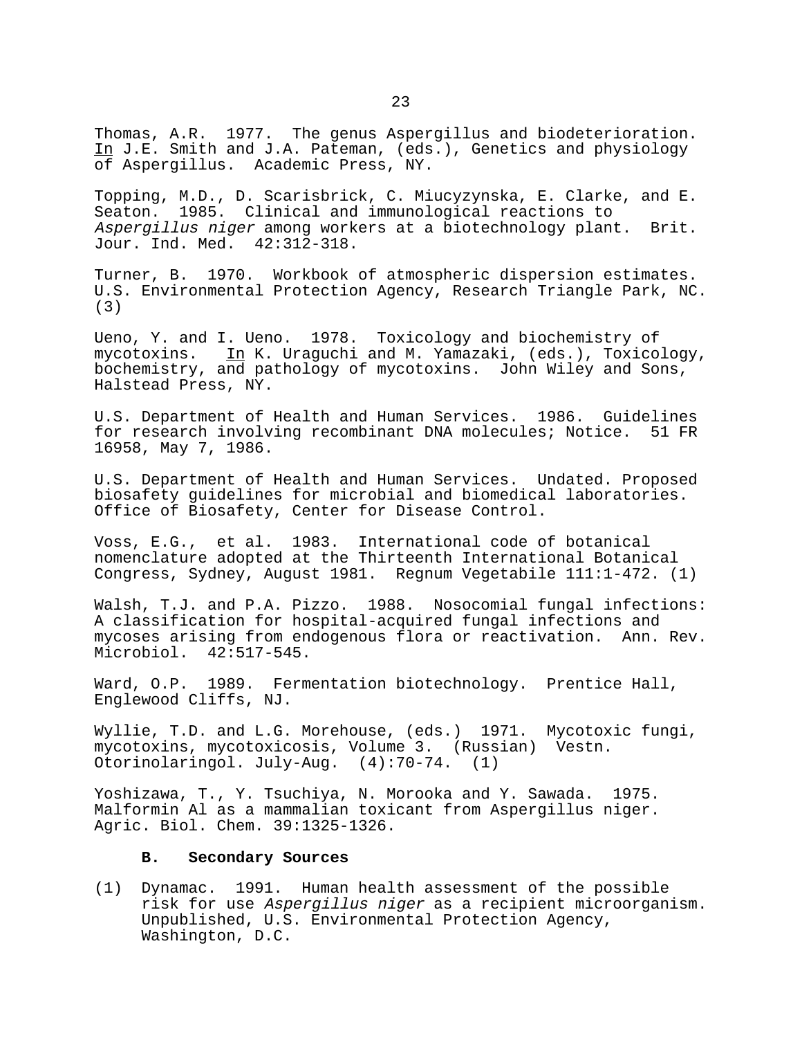Thomas, A.R. 1977. The genus Aspergillus and biodeterioration. In J.E. Smith and J.A. Pateman, (eds.), Genetics and physiology of Aspergillus. Academic Press, NY.

Topping, M.D., D. Scarisbrick, C. Miucyzynska, E. Clarke, and E. Seaton. 1985. Clinical and immunological reactions to *Aspergillus niger* among workers at a biotechnology plant. Brit. Jour. Ind. Med. 42:312-318.

Turner, B. 1970. Workbook of atmospheric dispersion estimates. U.S. Environmental Protection Agency, Research Triangle Park, NC. (3)

Ueno, Y. and I. Ueno. 1978. Toxicology and biochemistry of mycotoxins. In K. Uraguchi and M. Yamazaki, (eds.), Toxicology, bochemistry, and pathology of mycotoxins. John Wiley and Sons, Halstead Press, NY.

U.S. Department of Health and Human Services. 1986. Guidelines for research involving recombinant DNA molecules; Notice. 51 FR 16958, May 7, 1986.

U.S. Department of Health and Human Services. Undated. Proposed biosafety guidelines for microbial and biomedical laboratories. Office of Biosafety, Center for Disease Control.

Voss, E.G., et al. 1983. International code of botanical nomenclature adopted at the Thirteenth International Botanical Congress, Sydney, August 1981. Regnum Vegetabile 111:1-472. (1)

Walsh, T.J. and P.A. Pizzo. 1988. Nosocomial fungal infections: A classification for hospital-acquired fungal infections and mycoses arising from endogenous flora or reactivation. Ann. Rev. Microbiol. 42:517-545.

Ward, O.P. 1989. Fermentation biotechnology. Prentice Hall, Englewood Cliffs, NJ.

Wyllie, T.D. and L.G. Morehouse, (eds.) 1971. Mycotoxic fungi, mycotoxins, mycotoxicosis, Volume 3. (Russian) Vestn. Otorinolaringol. July-Aug. (4):70-74. (1)

Yoshizawa, T., Y. Tsuchiya, N. Morooka and Y. Sawada. 1975. Malformin Al as a mammalian toxicant from Aspergillus niger. Agric. Biol. Chem. 39:1325-1326.

**B. Secondary Sources**

(1) Dynamac. 1991. Human health assessment of the possible risk for use *Aspergillus niger* as a recipient microorganism. Unpublished, U.S. Environmental Protection Agency, Washington, D.C.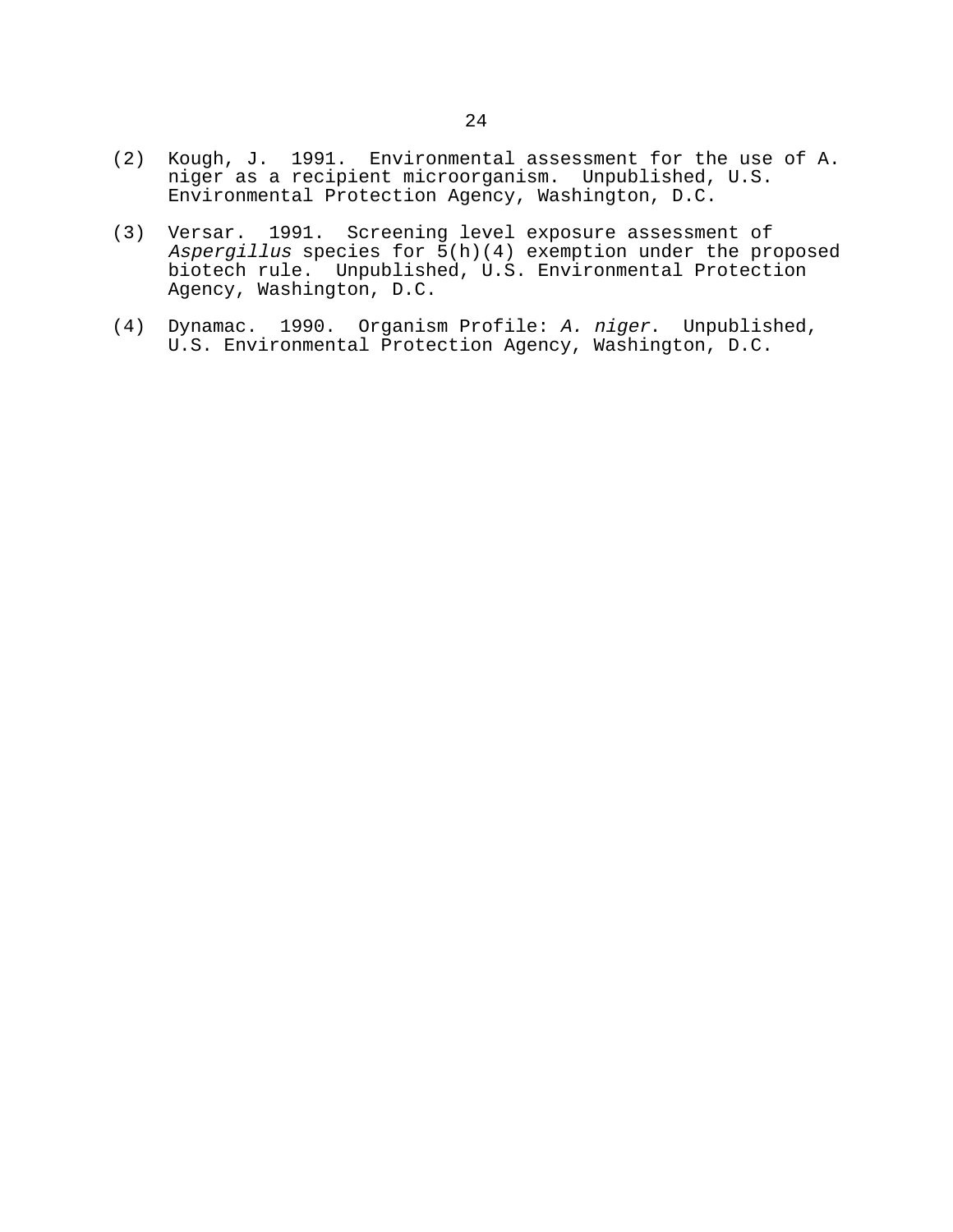(2) Kough, J. 1991. Environmental assessment for the use of A. niger as a recipient microorganism. Unpublished, U.S. Environmental Protection Agency, Washington, D.C.

(3) Versar. 1991. Screening level exposure assessment of *Aspergillus* species for 5(h)(4) exemption under the proposed biotech rule. Unpublished, U.S. Environmental Protection Agency, Washington, D.C.

(4) Dynamac. 1990. Organism Profile: *A. niger*. Unpublished, U.S. Environmental Protection Agency, Washington, D.C.